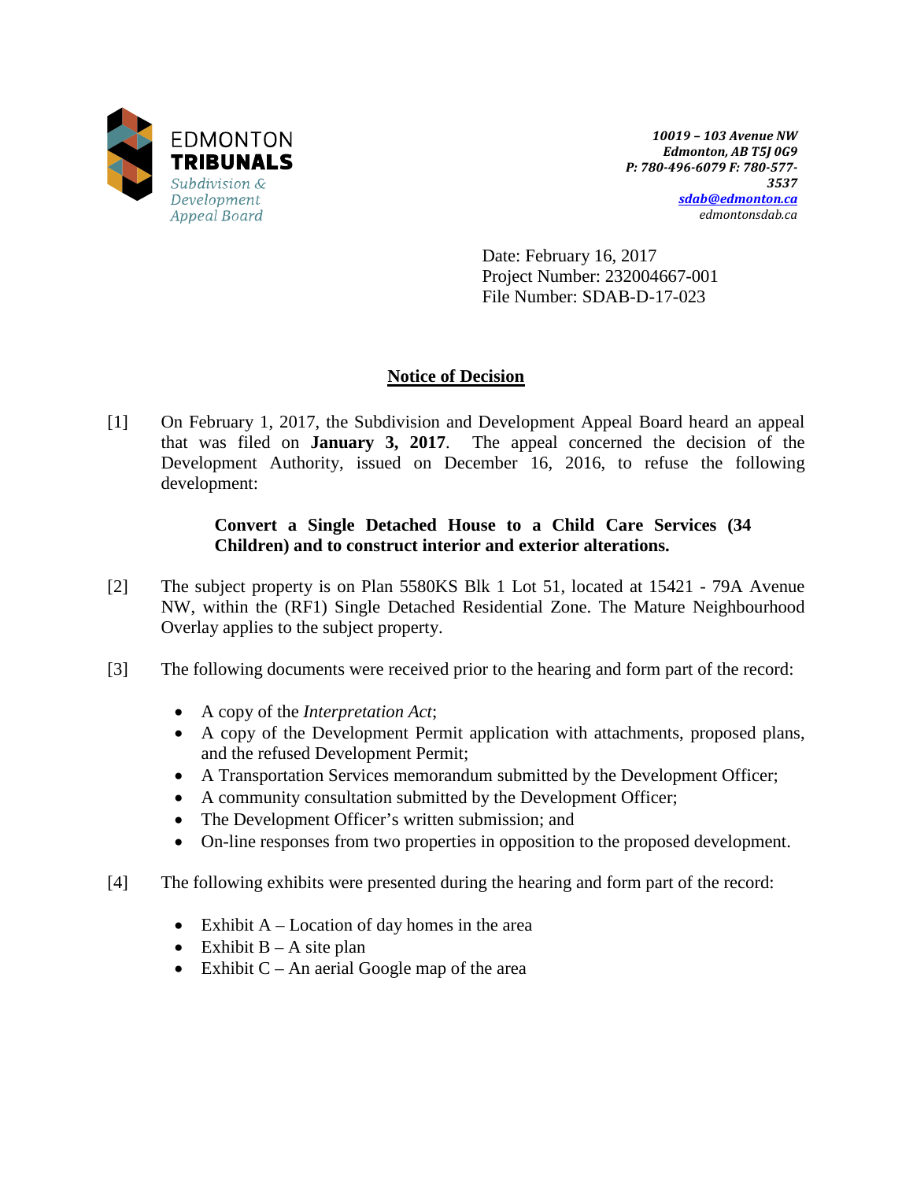EDMONTON
**TRIBUNALS**
*Subdivision & Development Appeal Board*

***10019 – 103 Avenue NW***
***Edmonton, AB T5J 0G9***
***P: 780-496-6079 F: 780-577-3537***
***sdab@edmonton.ca***
*edmontonsdab.ca*

Date: February 16, 2017
Project Number: 232004667-001
File Number: SDAB-D-17-023

## Notice of Decision

[1] On February 1, 2017, the Subdivision and Development Appeal Board heard an appeal that was filed on **January 3, 2017**. The appeal concerned the decision of the Development Authority, issued on December 16, 2016, to refuse the following development:

> **Convert a Single Detached House to a Child Care Services (34 Children) and to construct interior and exterior alterations.**

[2] The subject property is on Plan 5580KS Blk 1 Lot 51, located at 15421 - 79A Avenue NW, within the (RF1) Single Detached Residential Zone. The Mature Neighbourhood Overlay applies to the subject property.

[3] The following documents were received prior to the hearing and form part of the record:

- A copy of the *Interpretation Act*;
- A copy of the Development Permit application with attachments, proposed plans, and the refused Development Permit;
- A Transportation Services memorandum submitted by the Development Officer;
- A community consultation submitted by the Development Officer;
- The Development Officer's written submission; and
- On-line responses from two properties in opposition to the proposed development.

[4] The following exhibits were presented during the hearing and form part of the record:

- Exhibit A – Location of day homes in the area
- Exhibit B – A site plan
- Exhibit C – An aerial Google map of the area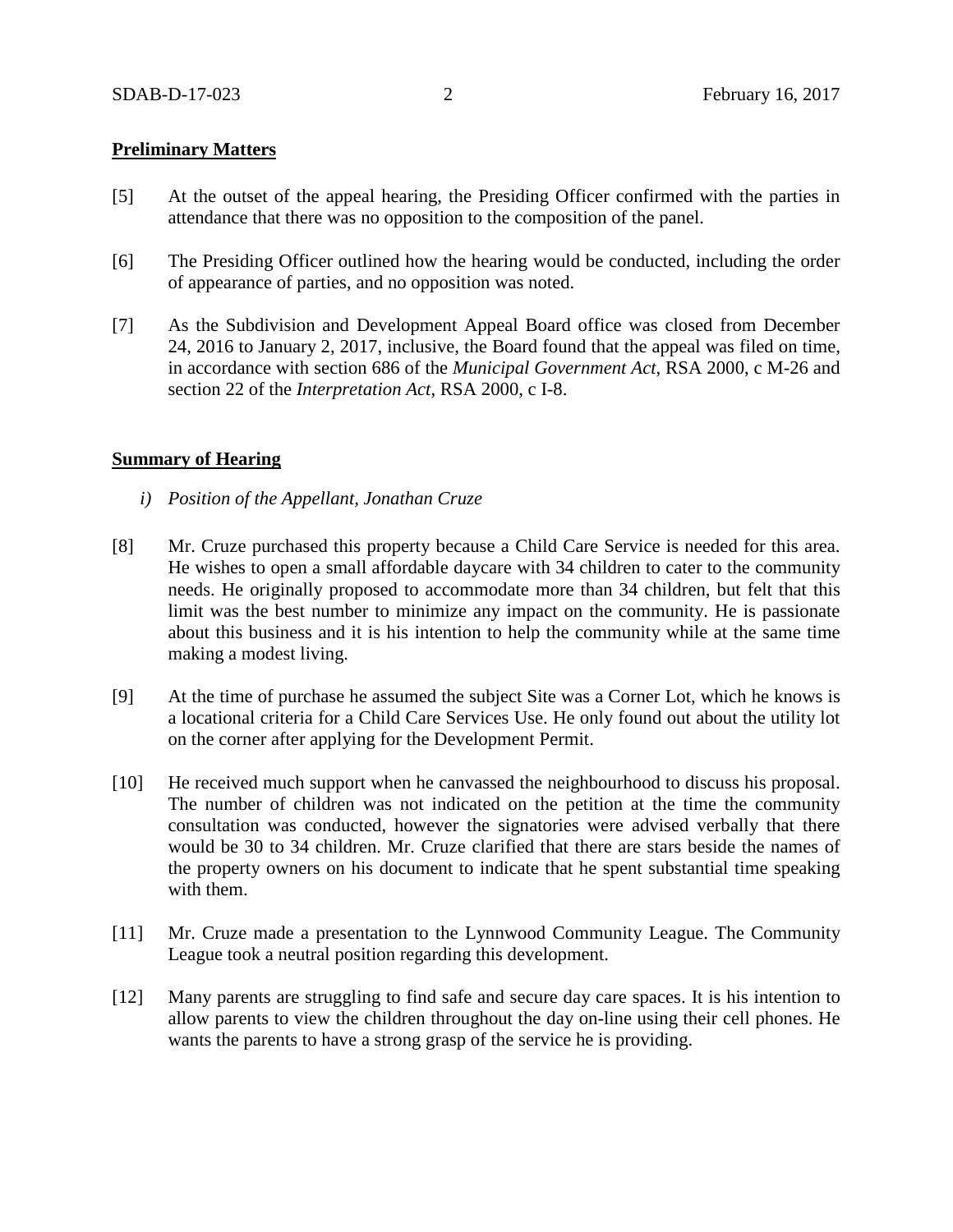**Preliminary Matters**

[5] At the outset of the appeal hearing, the Presiding Officer confirmed with the parties in attendance that there was no opposition to the composition of the panel.

[6] The Presiding Officer outlined how the hearing would be conducted, including the order of appearance of parties, and no opposition was noted.

[7] As the Subdivision and Development Appeal Board office was closed from December 24, 2016 to January 2, 2017, inclusive, the Board found that the appeal was filed on time, in accordance with section 686 of the *Municipal Government Act*, RSA 2000, c M-26 and section 22 of the *Interpretation Act*, RSA 2000, c I-8.

**Summary of Hearing**

*i) Position of the Appellant, Jonathan Cruze*

[8] Mr. Cruze purchased this property because a Child Care Service is needed for this area. He wishes to open a small affordable daycare with 34 children to cater to the community needs. He originally proposed to accommodate more than 34 children, but felt that this limit was the best number to minimize any impact on the community. He is passionate about this business and it is his intention to help the community while at the same time making a modest living.

[9] At the time of purchase he assumed the subject Site was a Corner Lot, which he knows is a locational criteria for a Child Care Services Use. He only found out about the utility lot on the corner after applying for the Development Permit.

[10] He received much support when he canvassed the neighbourhood to discuss his proposal. The number of children was not indicated on the petition at the time the community consultation was conducted, however the signatories were advised verbally that there would be 30 to 34 children. Mr. Cruze clarified that there are stars beside the names of the property owners on his document to indicate that he spent substantial time speaking with them.

[11] Mr. Cruze made a presentation to the Lynnwood Community League. The Community League took a neutral position regarding this development.

[12] Many parents are struggling to find safe and secure day care spaces. It is his intention to allow parents to view the children throughout the day on-line using their cell phones. He wants the parents to have a strong grasp of the service he is providing.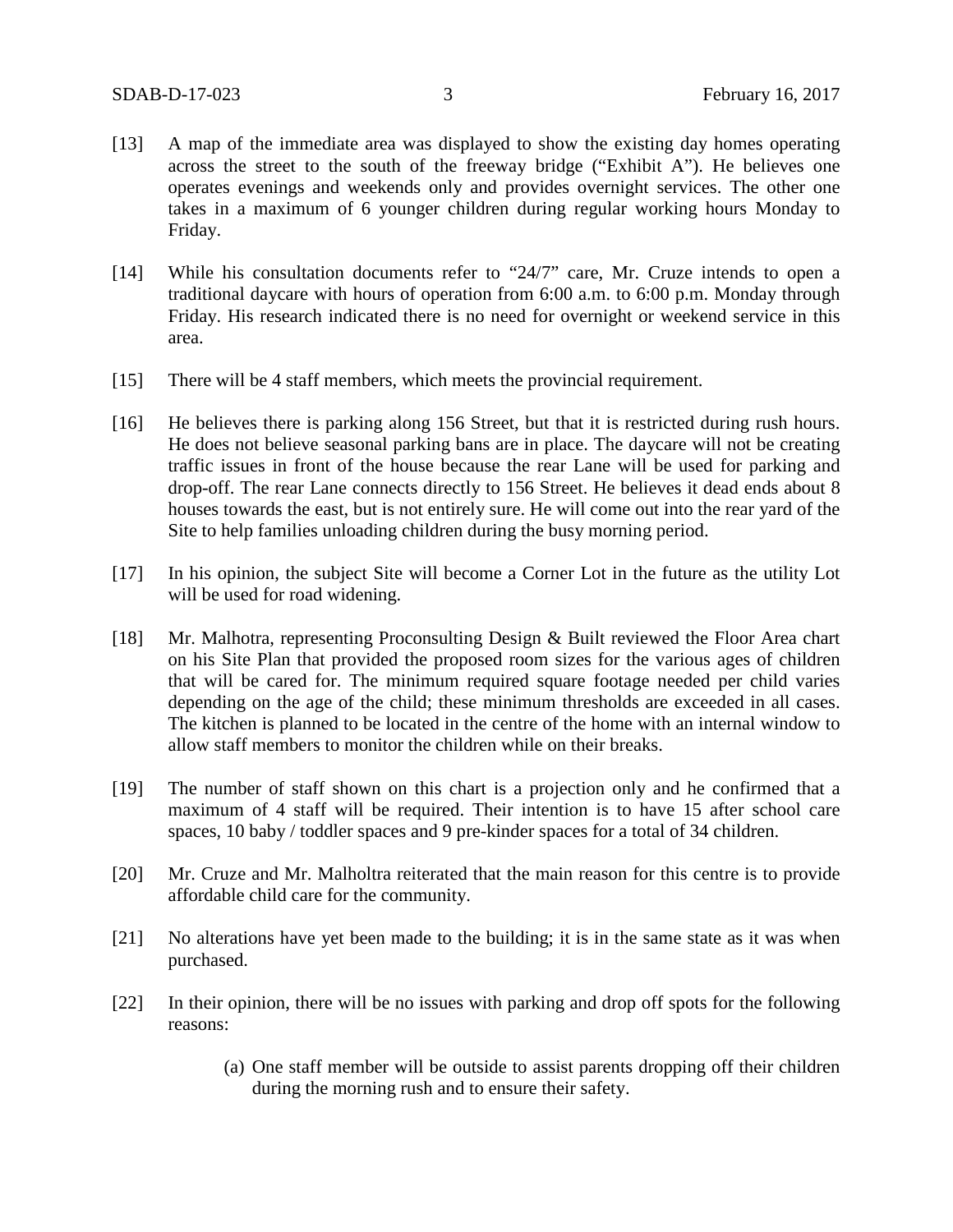[13] A map of the immediate area was displayed to show the existing day homes operating across the street to the south of the freeway bridge ("Exhibit A"). He believes one operates evenings and weekends only and provides overnight services. The other one takes in a maximum of 6 younger children during regular working hours Monday to Friday.

[14] While his consultation documents refer to "24/7" care, Mr. Cruze intends to open a traditional daycare with hours of operation from 6:00 a.m. to 6:00 p.m. Monday through Friday. His research indicated there is no need for overnight or weekend service in this area.

[15] There will be 4 staff members, which meets the provincial requirement.

[16] He believes there is parking along 156 Street, but that it is restricted during rush hours. He does not believe seasonal parking bans are in place. The daycare will not be creating traffic issues in front of the house because the rear Lane will be used for parking and drop-off. The rear Lane connects directly to 156 Street. He believes it dead ends about 8 houses towards the east, but is not entirely sure. He will come out into the rear yard of the Site to help families unloading children during the busy morning period.

[17] In his opinion, the subject Site will become a Corner Lot in the future as the utility Lot will be used for road widening.

[18] Mr. Malhotra, representing Proconsulting Design & Built reviewed the Floor Area chart on his Site Plan that provided the proposed room sizes for the various ages of children that will be cared for. The minimum required square footage needed per child varies depending on the age of the child; these minimum thresholds are exceeded in all cases. The kitchen is planned to be located in the centre of the home with an internal window to allow staff members to monitor the children while on their breaks.

[19] The number of staff shown on this chart is a projection only and he confirmed that a maximum of 4 staff will be required. Their intention is to have 15 after school care spaces, 10 baby / toddler spaces and 9 pre-kinder spaces for a total of 34 children.

[20] Mr. Cruze and Mr. Malholtra reiterated that the main reason for this centre is to provide affordable child care for the community.

[21] No alterations have yet been made to the building; it is in the same state as it was when purchased.

[22] In their opinion, there will be no issues with parking and drop off spots for the following reasons:

(a) One staff member will be outside to assist parents dropping off their children during the morning rush and to ensure their safety.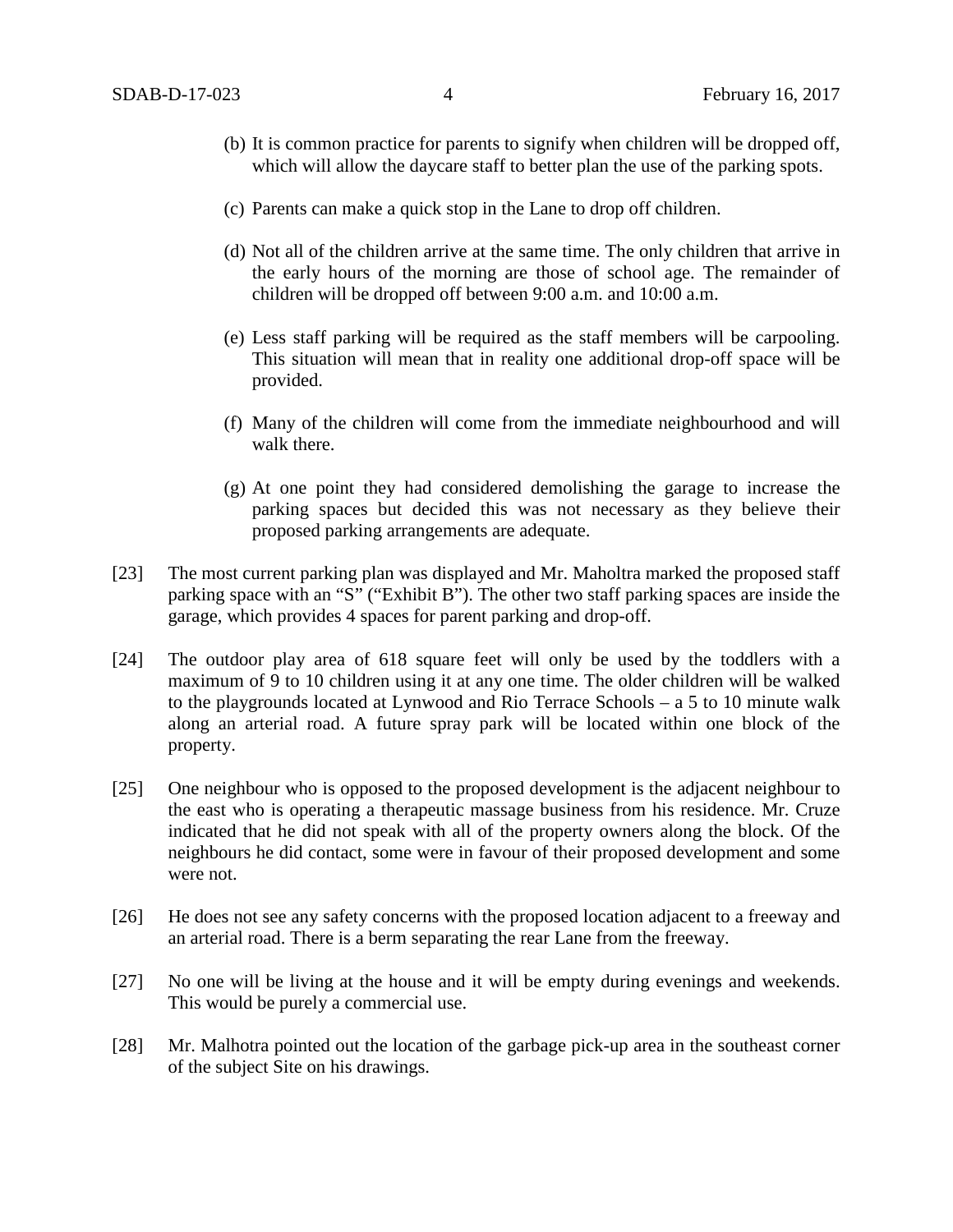(b) It is common practice for parents to signify when children will be dropped off, which will allow the daycare staff to better plan the use of the parking spots.

(c) Parents can make a quick stop in the Lane to drop off children.

(d) Not all of the children arrive at the same time. The only children that arrive in the early hours of the morning are those of school age. The remainder of children will be dropped off between 9:00 a.m. and 10:00 a.m.

(e) Less staff parking will be required as the staff members will be carpooling. This situation will mean that in reality one additional drop-off space will be provided.

(f) Many of the children will come from the immediate neighbourhood and will walk there.

(g) At one point they had considered demolishing the garage to increase the parking spaces but decided this was not necessary as they believe their proposed parking arrangements are adequate.

[23] The most current parking plan was displayed and Mr. Maholtra marked the proposed staff parking space with an "S" ("Exhibit B"). The other two staff parking spaces are inside the garage, which provides 4 spaces for parent parking and drop-off.

[24] The outdoor play area of 618 square feet will only be used by the toddlers with a maximum of 9 to 10 children using it at any one time. The older children will be walked to the playgrounds located at Lynwood and Rio Terrace Schools – a 5 to 10 minute walk along an arterial road. A future spray park will be located within one block of the property.

[25] One neighbour who is opposed to the proposed development is the adjacent neighbour to the east who is operating a therapeutic massage business from his residence. Mr. Cruze indicated that he did not speak with all of the property owners along the block. Of the neighbours he did contact, some were in favour of their proposed development and some were not.

[26] He does not see any safety concerns with the proposed location adjacent to a freeway and an arterial road. There is a berm separating the rear Lane from the freeway.

[27] No one will be living at the house and it will be empty during evenings and weekends. This would be purely a commercial use.

[28] Mr. Malhotra pointed out the location of the garbage pick-up area in the southeast corner of the subject Site on his drawings.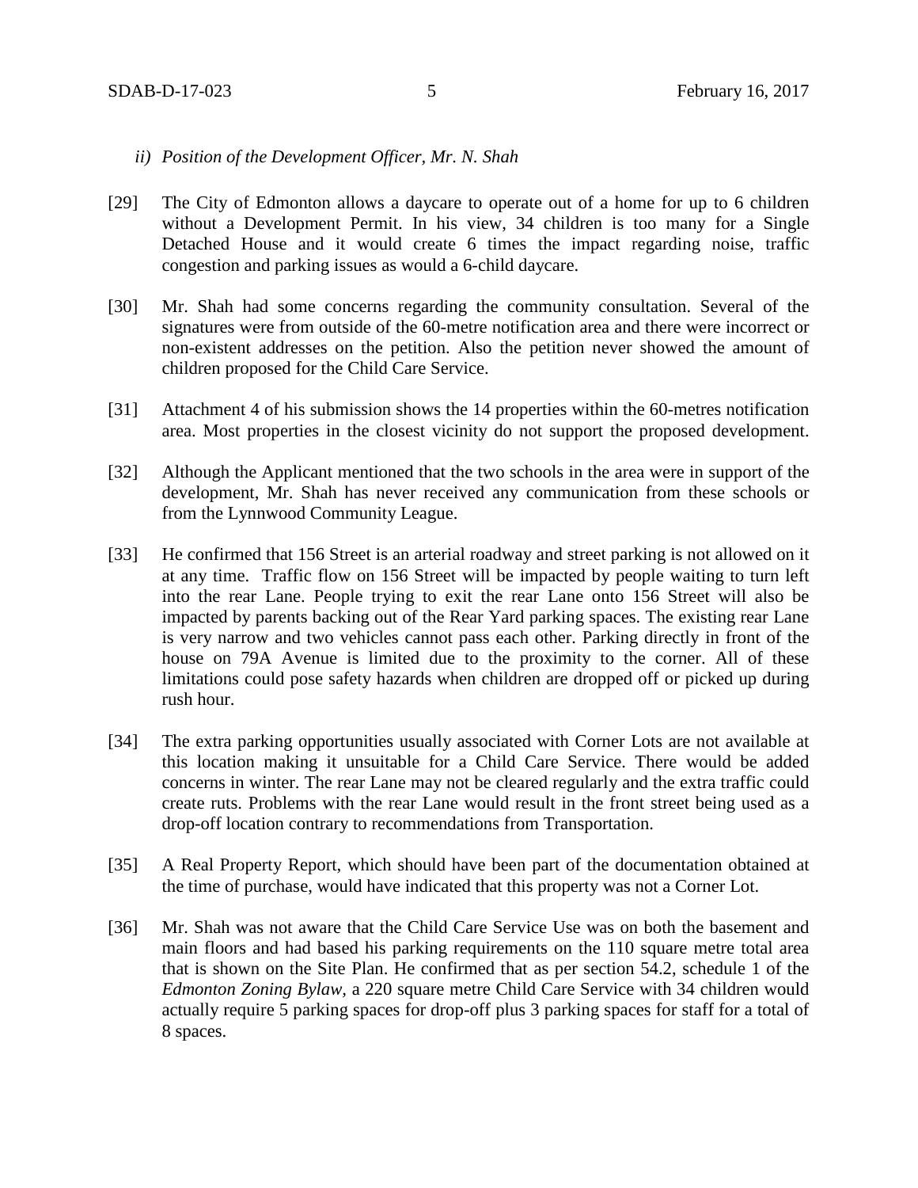*ii) Position of the Development Officer, Mr. N. Shah*

[29] The City of Edmonton allows a daycare to operate out of a home for up to 6 children without a Development Permit. In his view, 34 children is too many for a Single Detached House and it would create 6 times the impact regarding noise, traffic congestion and parking issues as would a 6-child daycare.

[30] Mr. Shah had some concerns regarding the community consultation. Several of the signatures were from outside of the 60-metre notification area and there were incorrect or non-existent addresses on the petition. Also the petition never showed the amount of children proposed for the Child Care Service.

[31] Attachment 4 of his submission shows the 14 properties within the 60-metres notification area. Most properties in the closest vicinity do not support the proposed development.

[32] Although the Applicant mentioned that the two schools in the area were in support of the development, Mr. Shah has never received any communication from these schools or from the Lynnwood Community League.

[33] He confirmed that 156 Street is an arterial roadway and street parking is not allowed on it at any time. Traffic flow on 156 Street will be impacted by people waiting to turn left into the rear Lane. People trying to exit the rear Lane onto 156 Street will also be impacted by parents backing out of the Rear Yard parking spaces. The existing rear Lane is very narrow and two vehicles cannot pass each other. Parking directly in front of the house on 79A Avenue is limited due to the proximity to the corner. All of these limitations could pose safety hazards when children are dropped off or picked up during rush hour.

[34] The extra parking opportunities usually associated with Corner Lots are not available at this location making it unsuitable for a Child Care Service. There would be added concerns in winter. The rear Lane may not be cleared regularly and the extra traffic could create ruts. Problems with the rear Lane would result in the front street being used as a drop-off location contrary to recommendations from Transportation.

[35] A Real Property Report, which should have been part of the documentation obtained at the time of purchase, would have indicated that this property was not a Corner Lot.

[36] Mr. Shah was not aware that the Child Care Service Use was on both the basement and main floors and had based his parking requirements on the 110 square metre total area that is shown on the Site Plan. He confirmed that as per section 54.2, schedule 1 of the *Edmonton Zoning Bylaw,* a 220 square metre Child Care Service with 34 children would actually require 5 parking spaces for drop-off plus 3 parking spaces for staff for a total of 8 spaces.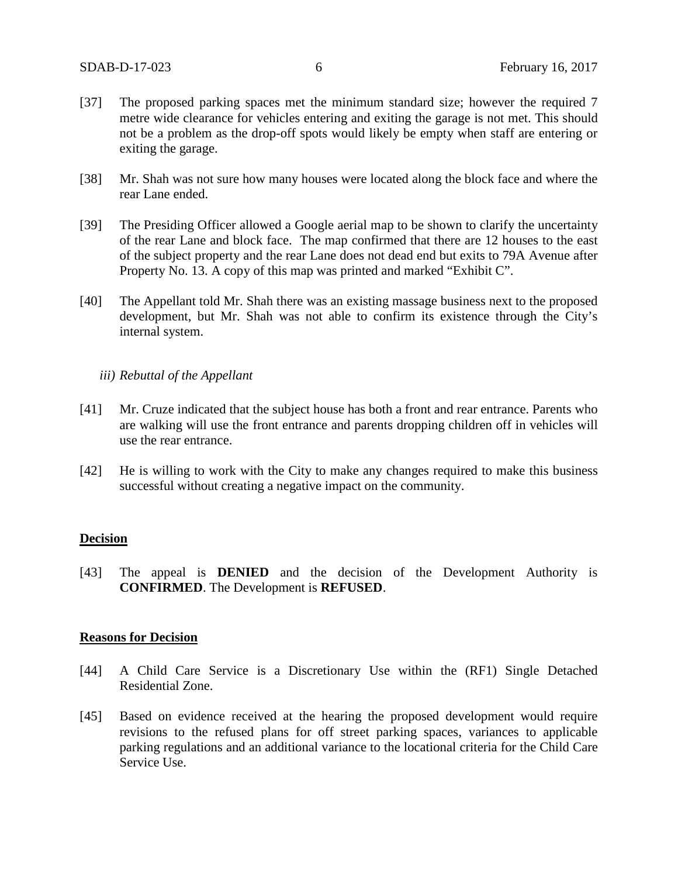[37] The proposed parking spaces met the minimum standard size; however the required 7 metre wide clearance for vehicles entering and exiting the garage is not met. This should not be a problem as the drop-off spots would likely be empty when staff are entering or exiting the garage.

[38] Mr. Shah was not sure how many houses were located along the block face and where the rear Lane ended.

[39] The Presiding Officer allowed a Google aerial map to be shown to clarify the uncertainty of the rear Lane and block face. The map confirmed that there are 12 houses to the east of the subject property and the rear Lane does not dead end but exits to 79A Avenue after Property No. 13. A copy of this map was printed and marked "Exhibit C".

[40] The Appellant told Mr. Shah there was an existing massage business next to the proposed development, but Mr. Shah was not able to confirm its existence through the City's internal system.

*iii) Rebuttal of the Appellant*

[41] Mr. Cruze indicated that the subject house has both a front and rear entrance. Parents who are walking will use the front entrance and parents dropping children off in vehicles will use the rear entrance.

[42] He is willing to work with the City to make any changes required to make this business successful without creating a negative impact on the community.

## Decision

[43] The appeal is **DENIED** and the decision of the Development Authority is **CONFIRMED**. The Development is **REFUSED**.

## Reasons for Decision

[44] A Child Care Service is a Discretionary Use within the (RF1) Single Detached Residential Zone.

[45] Based on evidence received at the hearing the proposed development would require revisions to the refused plans for off street parking spaces, variances to applicable parking regulations and an additional variance to the locational criteria for the Child Care Service Use.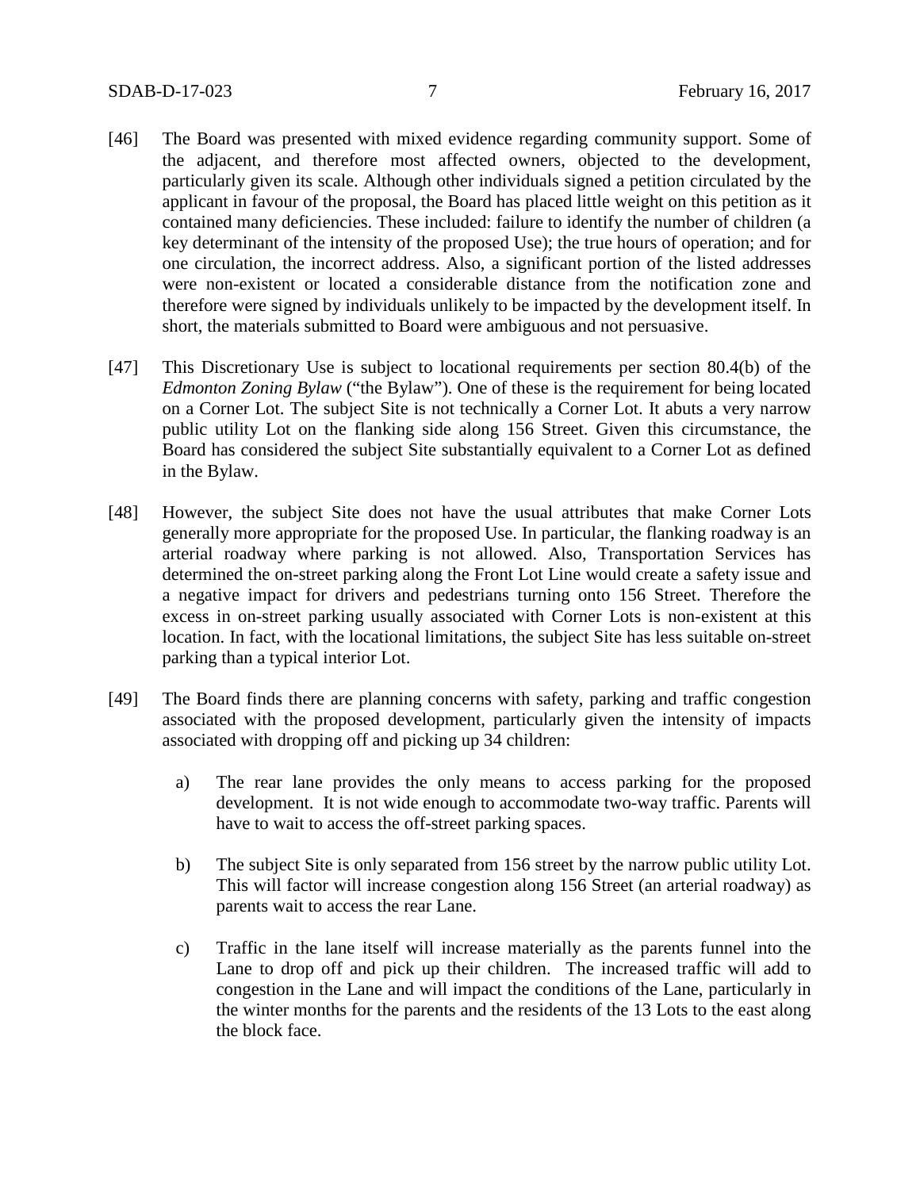[46] The Board was presented with mixed evidence regarding community support. Some of the adjacent, and therefore most affected owners, objected to the development, particularly given its scale. Although other individuals signed a petition circulated by the applicant in favour of the proposal, the Board has placed little weight on this petition as it contained many deficiencies. These included: failure to identify the number of children (a key determinant of the intensity of the proposed Use); the true hours of operation; and for one circulation, the incorrect address. Also, a significant portion of the listed addresses were non-existent or located a considerable distance from the notification zone and therefore were signed by individuals unlikely to be impacted by the development itself. In short, the materials submitted to Board were ambiguous and not persuasive.

[47] This Discretionary Use is subject to locational requirements per section 80.4(b) of the *Edmonton Zoning Bylaw* ("the Bylaw"). One of these is the requirement for being located on a Corner Lot. The subject Site is not technically a Corner Lot. It abuts a very narrow public utility Lot on the flanking side along 156 Street. Given this circumstance, the Board has considered the subject Site substantially equivalent to a Corner Lot as defined in the Bylaw.

[48] However, the subject Site does not have the usual attributes that make Corner Lots generally more appropriate for the proposed Use. In particular, the flanking roadway is an arterial roadway where parking is not allowed. Also, Transportation Services has determined the on-street parking along the Front Lot Line would create a safety issue and a negative impact for drivers and pedestrians turning onto 156 Street. Therefore the excess in on-street parking usually associated with Corner Lots is non-existent at this location. In fact, with the locational limitations, the subject Site has less suitable on-street parking than a typical interior Lot.

[49] The Board finds there are planning concerns with safety, parking and traffic congestion associated with the proposed development, particularly given the intensity of impacts associated with dropping off and picking up 34 children:

a) The rear lane provides the only means to access parking for the proposed development. It is not wide enough to accommodate two-way traffic. Parents will have to wait to access the off-street parking spaces.

b) The subject Site is only separated from 156 street by the narrow public utility Lot. This will factor will increase congestion along 156 Street (an arterial roadway) as parents wait to access the rear Lane.

c) Traffic in the lane itself will increase materially as the parents funnel into the Lane to drop off and pick up their children. The increased traffic will add to congestion in the Lane and will impact the conditions of the Lane, particularly in the winter months for the parents and the residents of the 13 Lots to the east along the block face.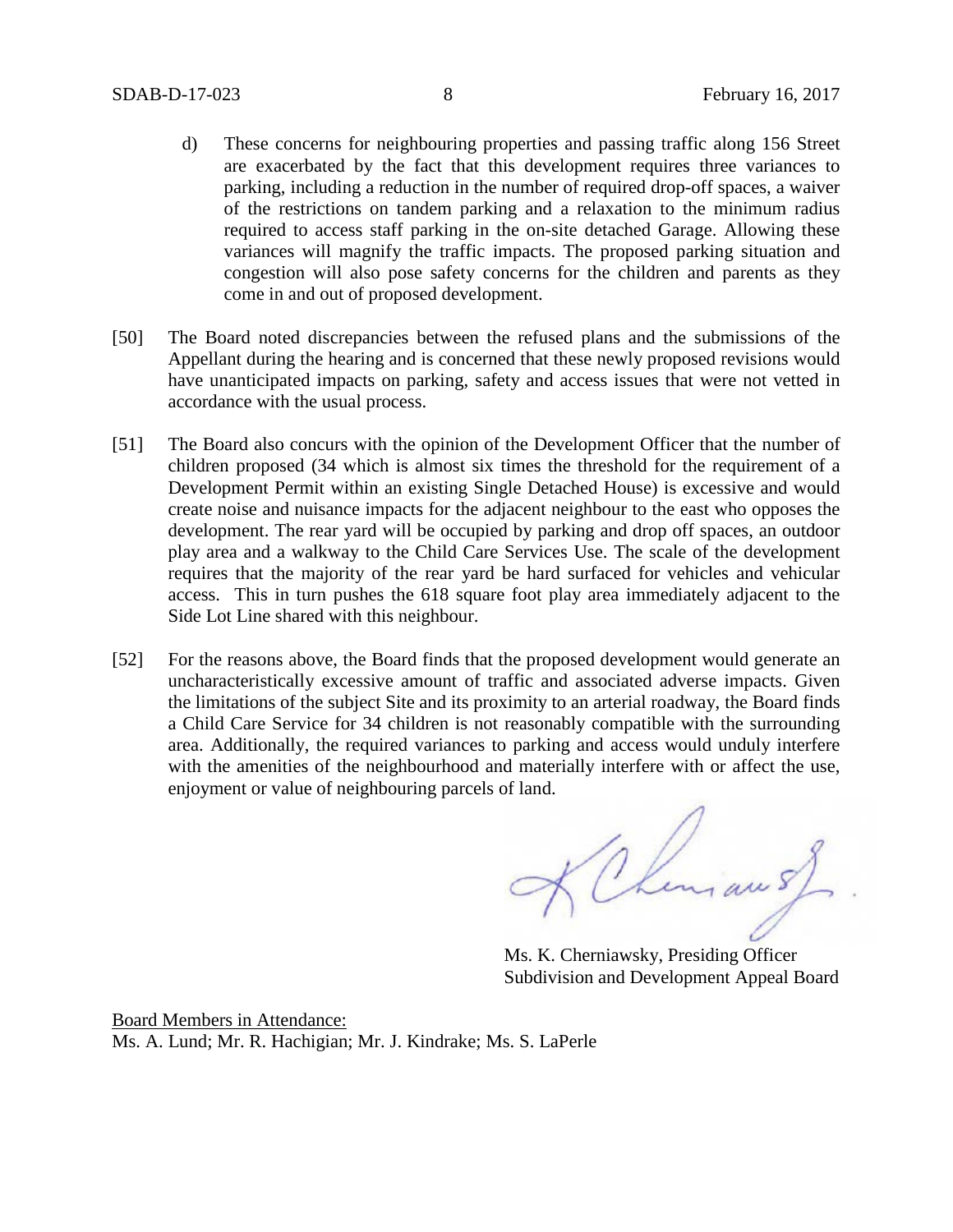d) These concerns for neighbouring properties and passing traffic along 156 Street are exacerbated by the fact that this development requires three variances to parking, including a reduction in the number of required drop-off spaces, a waiver of the restrictions on tandem parking and a relaxation to the minimum radius required to access staff parking in the on-site detached Garage. Allowing these variances will magnify the traffic impacts. The proposed parking situation and congestion will also pose safety concerns for the children and parents as they come in and out of proposed development.

[50] The Board noted discrepancies between the refused plans and the submissions of the Appellant during the hearing and is concerned that these newly proposed revisions would have unanticipated impacts on parking, safety and access issues that were not vetted in accordance with the usual process.

[51] The Board also concurs with the opinion of the Development Officer that the number of children proposed (34 which is almost six times the threshold for the requirement of a Development Permit within an existing Single Detached House) is excessive and would create noise and nuisance impacts for the adjacent neighbour to the east who opposes the development. The rear yard will be occupied by parking and drop off spaces, an outdoor play area and a walkway to the Child Care Services Use. The scale of the development requires that the majority of the rear yard be hard surfaced for vehicles and vehicular access. This in turn pushes the 618 square foot play area immediately adjacent to the Side Lot Line shared with this neighbour.

[52] For the reasons above, the Board finds that the proposed development would generate an uncharacteristically excessive amount of traffic and associated adverse impacts. Given the limitations of the subject Site and its proximity to an arterial roadway, the Board finds a Child Care Service for 34 children is not reasonably compatible with the surrounding area. Additionally, the required variances to parking and access would unduly interfere with the amenities of the neighbourhood and materially interfere with or affect the use, enjoyment or value of neighbouring parcels of land.

Ms. K. Cherniawsky, Presiding Officer
Subdivision and Development Appeal Board

Board Members in Attendance:
Ms. A. Lund; Mr. R. Hachigian; Mr. J. Kindrake; Ms. S. LaPerle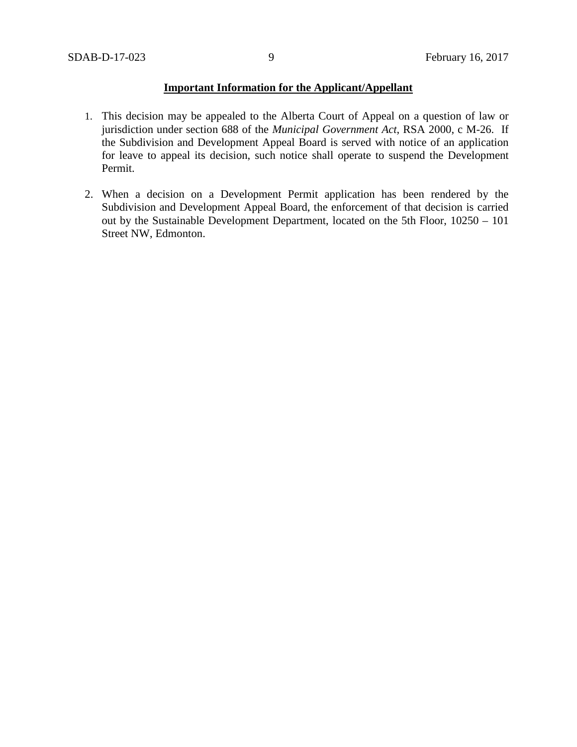**Important Information for the Applicant/Appellant**

1. This decision may be appealed to the Alberta Court of Appeal on a question of law or jurisdiction under section 688 of the *Municipal Government Act*, RSA 2000, c M-26. If the Subdivision and Development Appeal Board is served with notice of an application for leave to appeal its decision, such notice shall operate to suspend the Development Permit.

2. When a decision on a Development Permit application has been rendered by the Subdivision and Development Appeal Board, the enforcement of that decision is carried out by the Sustainable Development Department, located on the 5th Floor, 10250 – 101 Street NW, Edmonton.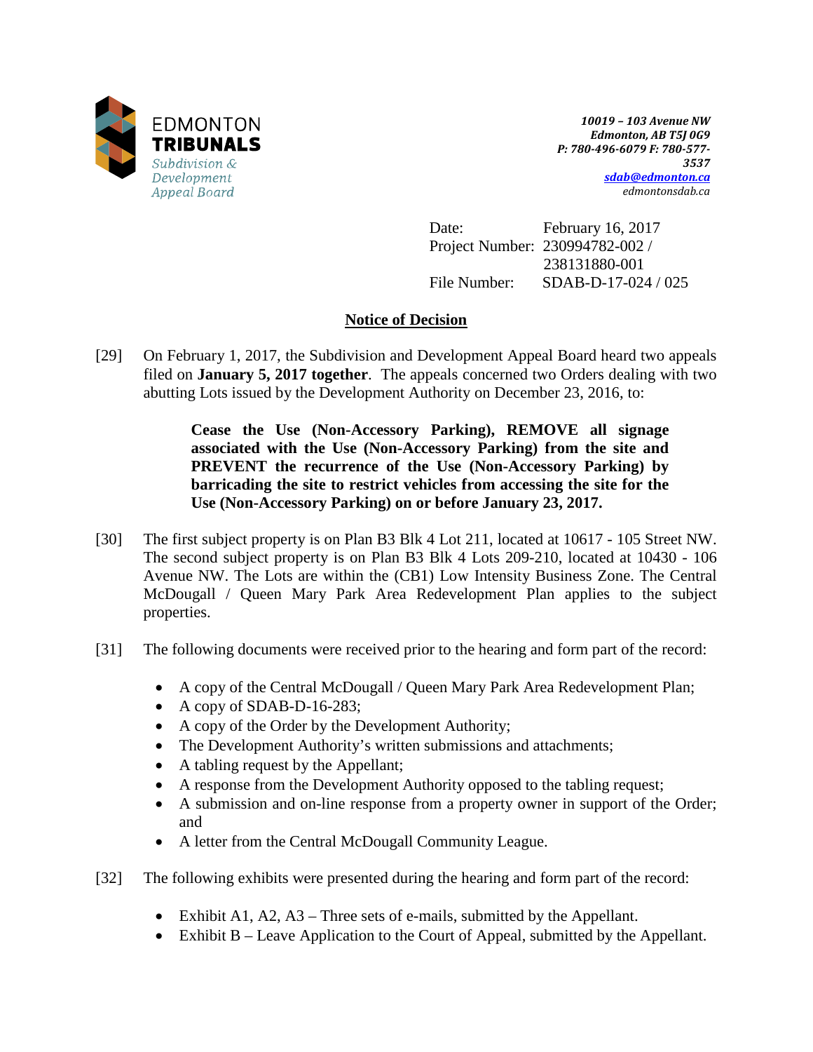**EDMONTON TRIBUNALS**
*Subdivision & Development Appeal Board*

*10019 – 103 Avenue NW*
*Edmonton, AB T5J 0G9*
*P: 780-496-6079 F: 780-577-3537*
*sdab@edmonton.ca*
*edmontonsdab.ca*

Date: February 16, 2017
Project Number: 230994782-002 / 238131880-001
File Number: SDAB-D-17-024 / 025

## Notice of Decision

[29] On February 1, 2017, the Subdivision and Development Appeal Board heard two appeals filed on **January 5, 2017 together**. The appeals concerned two Orders dealing with two abutting Lots issued by the Development Authority on December 23, 2016, to:

> **Cease the Use (Non-Accessory Parking), REMOVE all signage associated with the Use (Non-Accessory Parking) from the site and PREVENT the recurrence of the Use (Non-Accessory Parking) by barricading the site to restrict vehicles from accessing the site for the Use (Non-Accessory Parking) on or before January 23, 2017.**

[30] The first subject property is on Plan B3 Blk 4 Lot 211, located at 10617 - 105 Street NW. The second subject property is on Plan B3 Blk 4 Lots 209-210, located at 10430 - 106 Avenue NW. The Lots are within the (CB1) Low Intensity Business Zone. The Central McDougall / Queen Mary Park Area Redevelopment Plan applies to the subject properties.

[31] The following documents were received prior to the hearing and form part of the record:

- A copy of the Central McDougall / Queen Mary Park Area Redevelopment Plan;
- A copy of SDAB-D-16-283;
- A copy of the Order by the Development Authority;
- The Development Authority's written submissions and attachments;
- A tabling request by the Appellant;
- A response from the Development Authority opposed to the tabling request;
- A submission and on-line response from a property owner in support of the Order; and
- A letter from the Central McDougall Community League.

[32] The following exhibits were presented during the hearing and form part of the record:

- Exhibit A1, A2, A3 – Three sets of e-mails, submitted by the Appellant.
- Exhibit B – Leave Application to the Court of Appeal, submitted by the Appellant.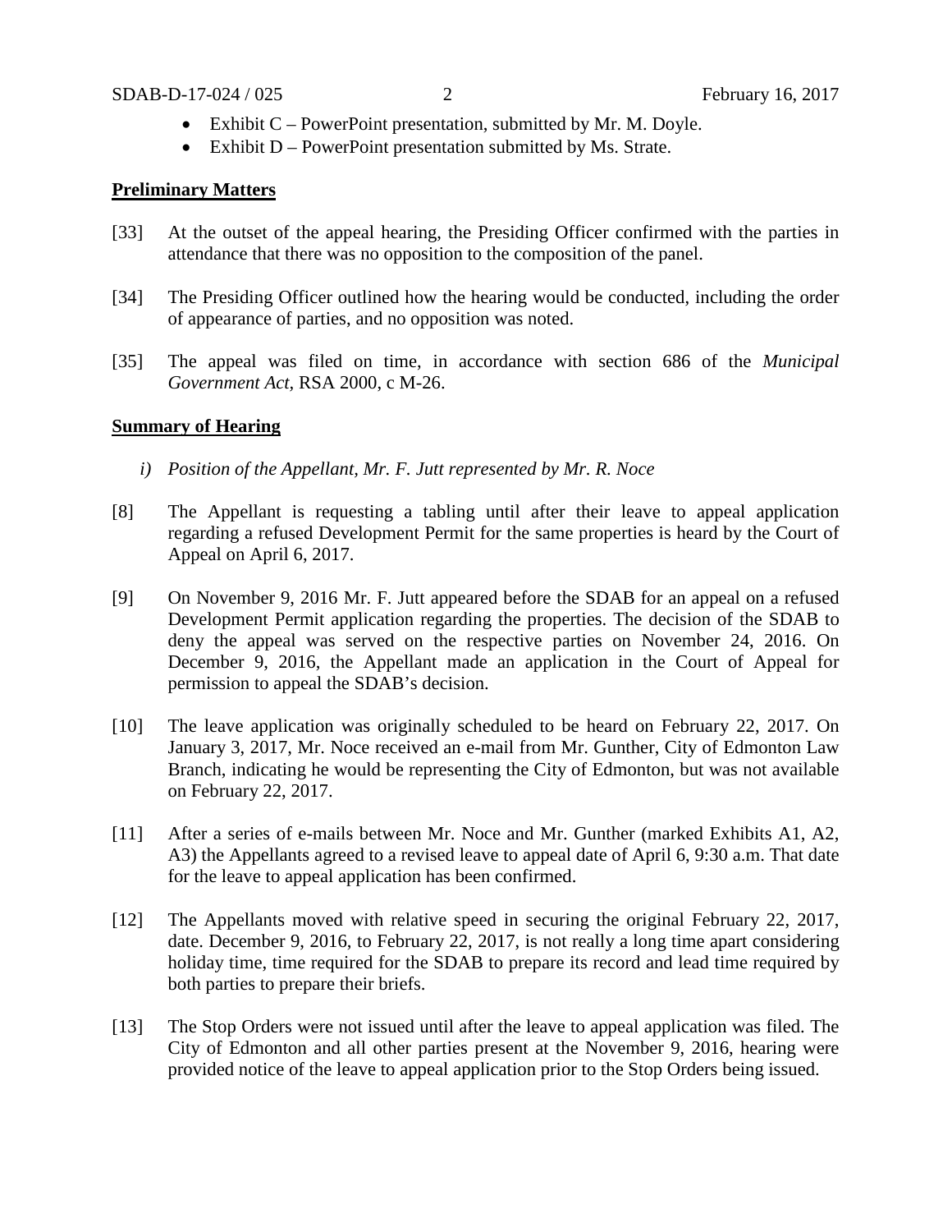- Exhibit C – PowerPoint presentation, submitted by Mr. M. Doyle.
- Exhibit D – PowerPoint presentation submitted by Ms. Strate.

**Preliminary Matters**

[33] At the outset of the appeal hearing, the Presiding Officer confirmed with the parties in attendance that there was no opposition to the composition of the panel.

[34] The Presiding Officer outlined how the hearing would be conducted, including the order of appearance of parties, and no opposition was noted.

[35] The appeal was filed on time, in accordance with section 686 of the *Municipal Government Act*, RSA 2000, c M-26.

**Summary of Hearing**

*i) Position of the Appellant, Mr. F. Jutt represented by Mr. R. Noce*

[8] The Appellant is requesting a tabling until after their leave to appeal application regarding a refused Development Permit for the same properties is heard by the Court of Appeal on April 6, 2017.

[9] On November 9, 2016 Mr. F. Jutt appeared before the SDAB for an appeal on a refused Development Permit application regarding the properties. The decision of the SDAB to deny the appeal was served on the respective parties on November 24, 2016. On December 9, 2016, the Appellant made an application in the Court of Appeal for permission to appeal the SDAB's decision.

[10] The leave application was originally scheduled to be heard on February 22, 2017. On January 3, 2017, Mr. Noce received an e-mail from Mr. Gunther, City of Edmonton Law Branch, indicating he would be representing the City of Edmonton, but was not available on February 22, 2017.

[11] After a series of e-mails between Mr. Noce and Mr. Gunther (marked Exhibits A1, A2, A3) the Appellants agreed to a revised leave to appeal date of April 6, 9:30 a.m. That date for the leave to appeal application has been confirmed.

[12] The Appellants moved with relative speed in securing the original February 22, 2017, date. December 9, 2016, to February 22, 2017, is not really a long time apart considering holiday time, time required for the SDAB to prepare its record and lead time required by both parties to prepare their briefs.

[13] The Stop Orders were not issued until after the leave to appeal application was filed. The City of Edmonton and all other parties present at the November 9, 2016, hearing were provided notice of the leave to appeal application prior to the Stop Orders being issued.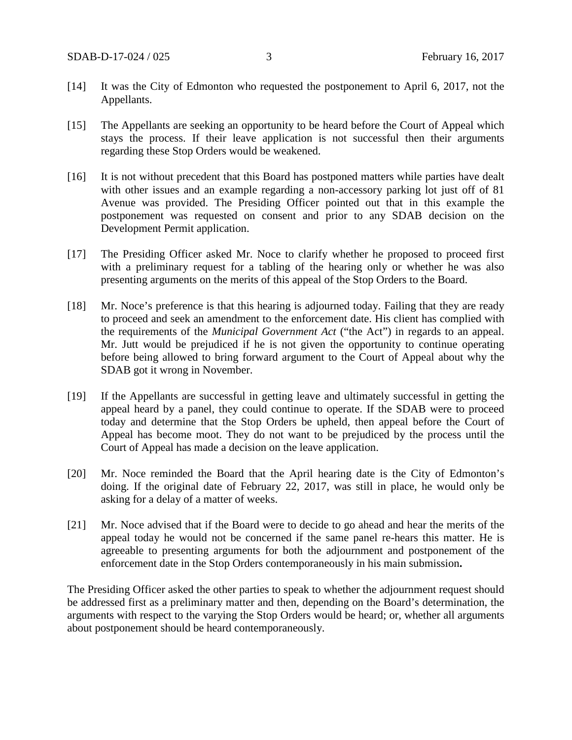[14] It was the City of Edmonton who requested the postponement to April 6, 2017, not the Appellants.

[15] The Appellants are seeking an opportunity to be heard before the Court of Appeal which stays the process. If their leave application is not successful then their arguments regarding these Stop Orders would be weakened.

[16] It is not without precedent that this Board has postponed matters while parties have dealt with other issues and an example regarding a non-accessory parking lot just off of 81 Avenue was provided. The Presiding Officer pointed out that in this example the postponement was requested on consent and prior to any SDAB decision on the Development Permit application.

[17] The Presiding Officer asked Mr. Noce to clarify whether he proposed to proceed first with a preliminary request for a tabling of the hearing only or whether he was also presenting arguments on the merits of this appeal of the Stop Orders to the Board.

[18] Mr. Noce's preference is that this hearing is adjourned today. Failing that they are ready to proceed and seek an amendment to the enforcement date. His client has complied with the requirements of the *Municipal Government Act* ("the Act") in regards to an appeal. Mr. Jutt would be prejudiced if he is not given the opportunity to continue operating before being allowed to bring forward argument to the Court of Appeal about why the SDAB got it wrong in November.

[19] If the Appellants are successful in getting leave and ultimately successful in getting the appeal heard by a panel, they could continue to operate. If the SDAB were to proceed today and determine that the Stop Orders be upheld, then appeal before the Court of Appeal has become moot. They do not want to be prejudiced by the process until the Court of Appeal has made a decision on the leave application.

[20] Mr. Noce reminded the Board that the April hearing date is the City of Edmonton's doing. If the original date of February 22, 2017, was still in place, he would only be asking for a delay of a matter of weeks.

[21] Mr. Noce advised that if the Board were to decide to go ahead and hear the merits of the appeal today he would not be concerned if the same panel re-hears this matter. He is agreeable to presenting arguments for both the adjournment and postponement of the enforcement date in the Stop Orders contemporaneously in his main submission**.**

The Presiding Officer asked the other parties to speak to whether the adjournment request should be addressed first as a preliminary matter and then, depending on the Board's determination, the arguments with respect to the varying the Stop Orders would be heard; or, whether all arguments about postponement should be heard contemporaneously.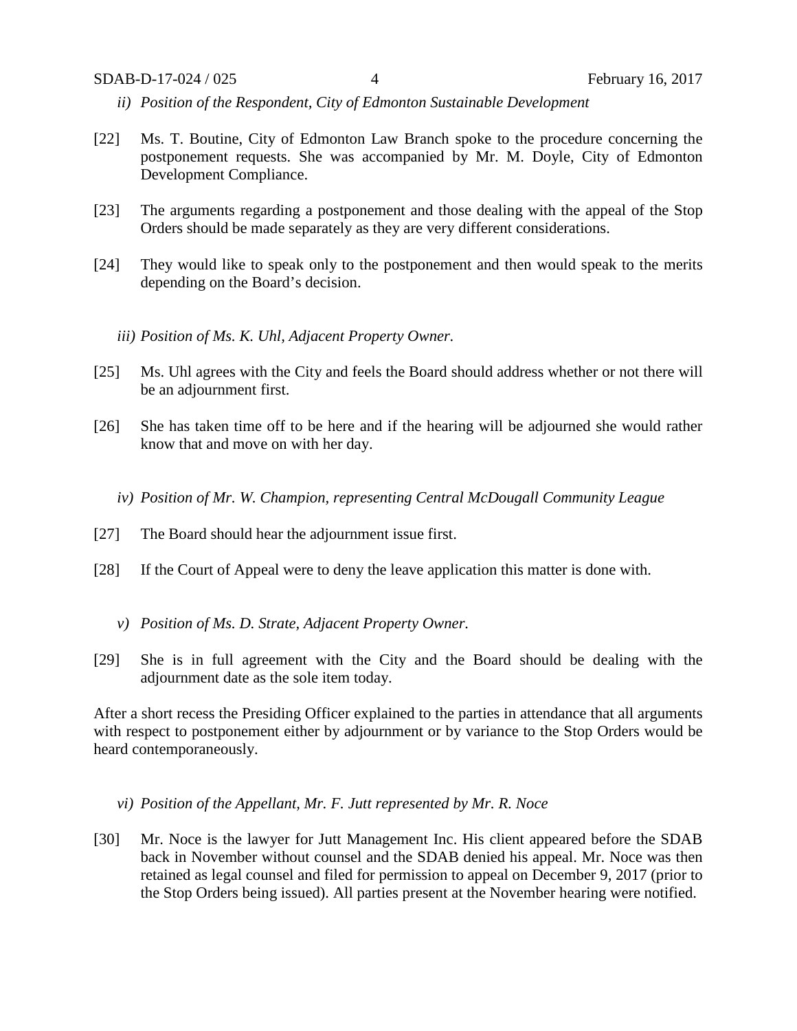*ii) Position of the Respondent, City of Edmonton Sustainable Development*

[22] Ms. T. Boutine, City of Edmonton Law Branch spoke to the procedure concerning the postponement requests. She was accompanied by Mr. M. Doyle, City of Edmonton Development Compliance.

[23] The arguments regarding a postponement and those dealing with the appeal of the Stop Orders should be made separately as they are very different considerations.

[24] They would like to speak only to the postponement and then would speak to the merits depending on the Board's decision.

*iii) Position of Ms. K. Uhl, Adjacent Property Owner.*

[25] Ms. Uhl agrees with the City and feels the Board should address whether or not there will be an adjournment first.

[26] She has taken time off to be here and if the hearing will be adjourned she would rather know that and move on with her day.

*iv) Position of Mr. W. Champion, representing Central McDougall Community League*

[27] The Board should hear the adjournment issue first.

[28] If the Court of Appeal were to deny the leave application this matter is done with.

*v) Position of Ms. D. Strate, Adjacent Property Owner.*

[29] She is in full agreement with the City and the Board should be dealing with the adjournment date as the sole item today.

After a short recess the Presiding Officer explained to the parties in attendance that all arguments with respect to postponement either by adjournment or by variance to the Stop Orders would be heard contemporaneously.

*vi) Position of the Appellant, Mr. F. Jutt represented by Mr. R. Noce*

[30] Mr. Noce is the lawyer for Jutt Management Inc. His client appeared before the SDAB back in November without counsel and the SDAB denied his appeal. Mr. Noce was then retained as legal counsel and filed for permission to appeal on December 9, 2017 (prior to the Stop Orders being issued). All parties present at the November hearing were notified.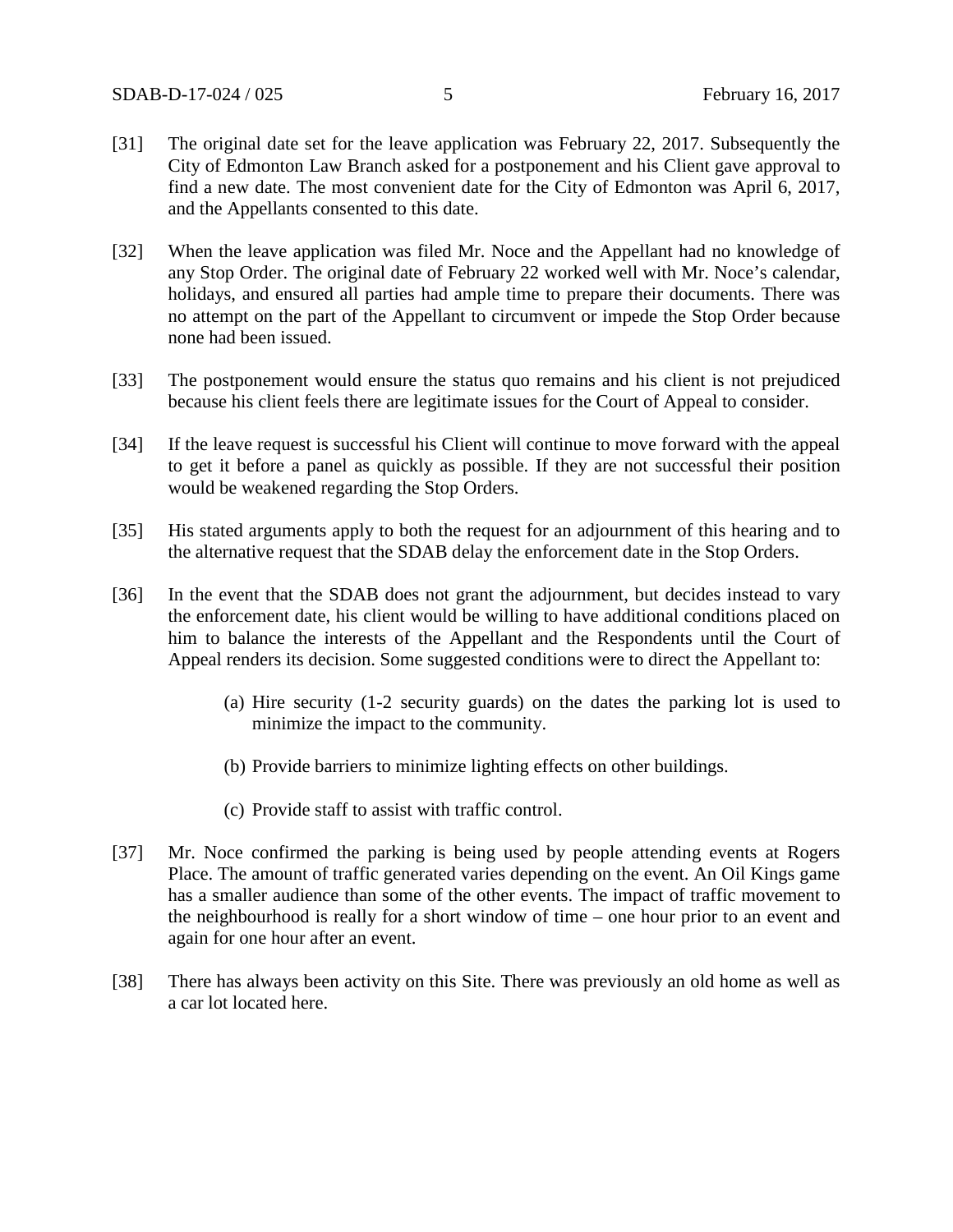[31] The original date set for the leave application was February 22, 2017. Subsequently the City of Edmonton Law Branch asked for a postponement and his Client gave approval to find a new date. The most convenient date for the City of Edmonton was April 6, 2017, and the Appellants consented to this date.

[32] When the leave application was filed Mr. Noce and the Appellant had no knowledge of any Stop Order. The original date of February 22 worked well with Mr. Noce's calendar, holidays, and ensured all parties had ample time to prepare their documents. There was no attempt on the part of the Appellant to circumvent or impede the Stop Order because none had been issued.

[33] The postponement would ensure the status quo remains and his client is not prejudiced because his client feels there are legitimate issues for the Court of Appeal to consider.

[34] If the leave request is successful his Client will continue to move forward with the appeal to get it before a panel as quickly as possible. If they are not successful their position would be weakened regarding the Stop Orders.

[35] His stated arguments apply to both the request for an adjournment of this hearing and to the alternative request that the SDAB delay the enforcement date in the Stop Orders.

[36] In the event that the SDAB does not grant the adjournment, but decides instead to vary the enforcement date, his client would be willing to have additional conditions placed on him to balance the interests of the Appellant and the Respondents until the Court of Appeal renders its decision. Some suggested conditions were to direct the Appellant to:

(a) Hire security (1-2 security guards) on the dates the parking lot is used to minimize the impact to the community.

(b) Provide barriers to minimize lighting effects on other buildings.

(c) Provide staff to assist with traffic control.

[37] Mr. Noce confirmed the parking is being used by people attending events at Rogers Place. The amount of traffic generated varies depending on the event. An Oil Kings game has a smaller audience than some of the other events. The impact of traffic movement to the neighbourhood is really for a short window of time – one hour prior to an event and again for one hour after an event.

[38] There has always been activity on this Site. There was previously an old home as well as a car lot located here.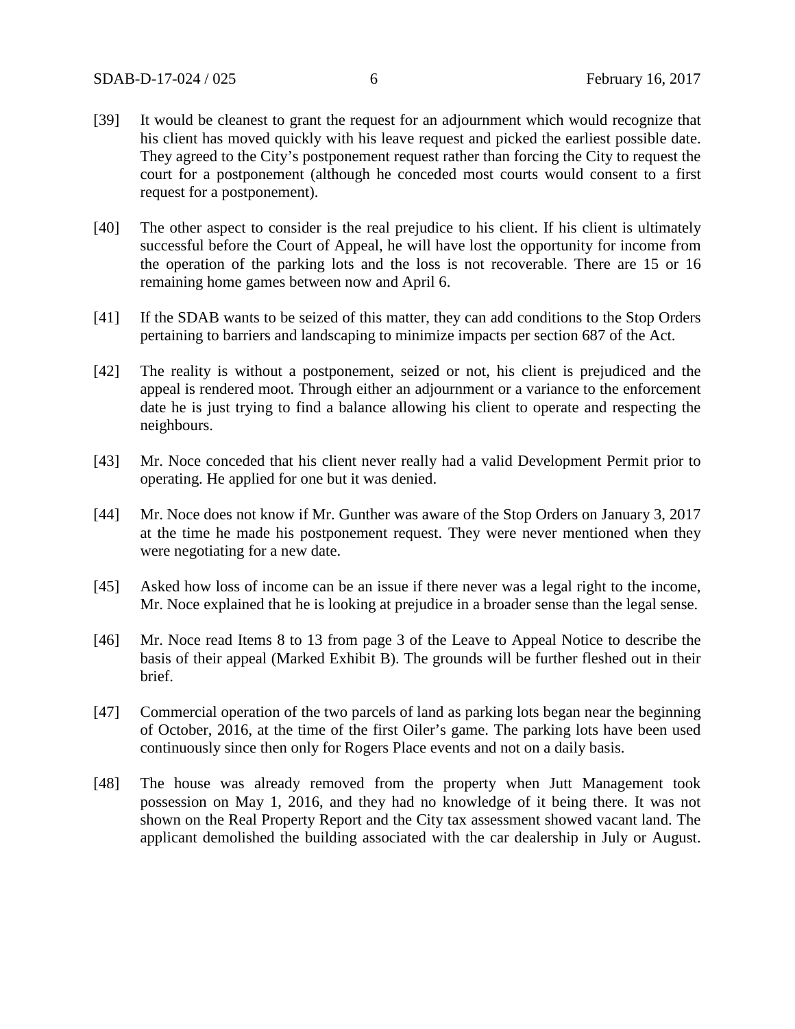[39] It would be cleanest to grant the request for an adjournment which would recognize that his client has moved quickly with his leave request and picked the earliest possible date. They agreed to the City's postponement request rather than forcing the City to request the court for a postponement (although he conceded most courts would consent to a first request for a postponement).

[40] The other aspect to consider is the real prejudice to his client. If his client is ultimately successful before the Court of Appeal, he will have lost the opportunity for income from the operation of the parking lots and the loss is not recoverable. There are 15 or 16 remaining home games between now and April 6.

[41] If the SDAB wants to be seized of this matter, they can add conditions to the Stop Orders pertaining to barriers and landscaping to minimize impacts per section 687 of the Act.

[42] The reality is without a postponement, seized or not, his client is prejudiced and the appeal is rendered moot. Through either an adjournment or a variance to the enforcement date he is just trying to find a balance allowing his client to operate and respecting the neighbours.

[43] Mr. Noce conceded that his client never really had a valid Development Permit prior to operating. He applied for one but it was denied.

[44] Mr. Noce does not know if Mr. Gunther was aware of the Stop Orders on January 3, 2017 at the time he made his postponement request. They were never mentioned when they were negotiating for a new date.

[45] Asked how loss of income can be an issue if there never was a legal right to the income, Mr. Noce explained that he is looking at prejudice in a broader sense than the legal sense.

[46] Mr. Noce read Items 8 to 13 from page 3 of the Leave to Appeal Notice to describe the basis of their appeal (Marked Exhibit B). The grounds will be further fleshed out in their brief.

[47] Commercial operation of the two parcels of land as parking lots began near the beginning of October, 2016, at the time of the first Oiler's game. The parking lots have been used continuously since then only for Rogers Place events and not on a daily basis.

[48] The house was already removed from the property when Jutt Management took possession on May 1, 2016, and they had no knowledge of it being there. It was not shown on the Real Property Report and the City tax assessment showed vacant land. The applicant demolished the building associated with the car dealership in July or August.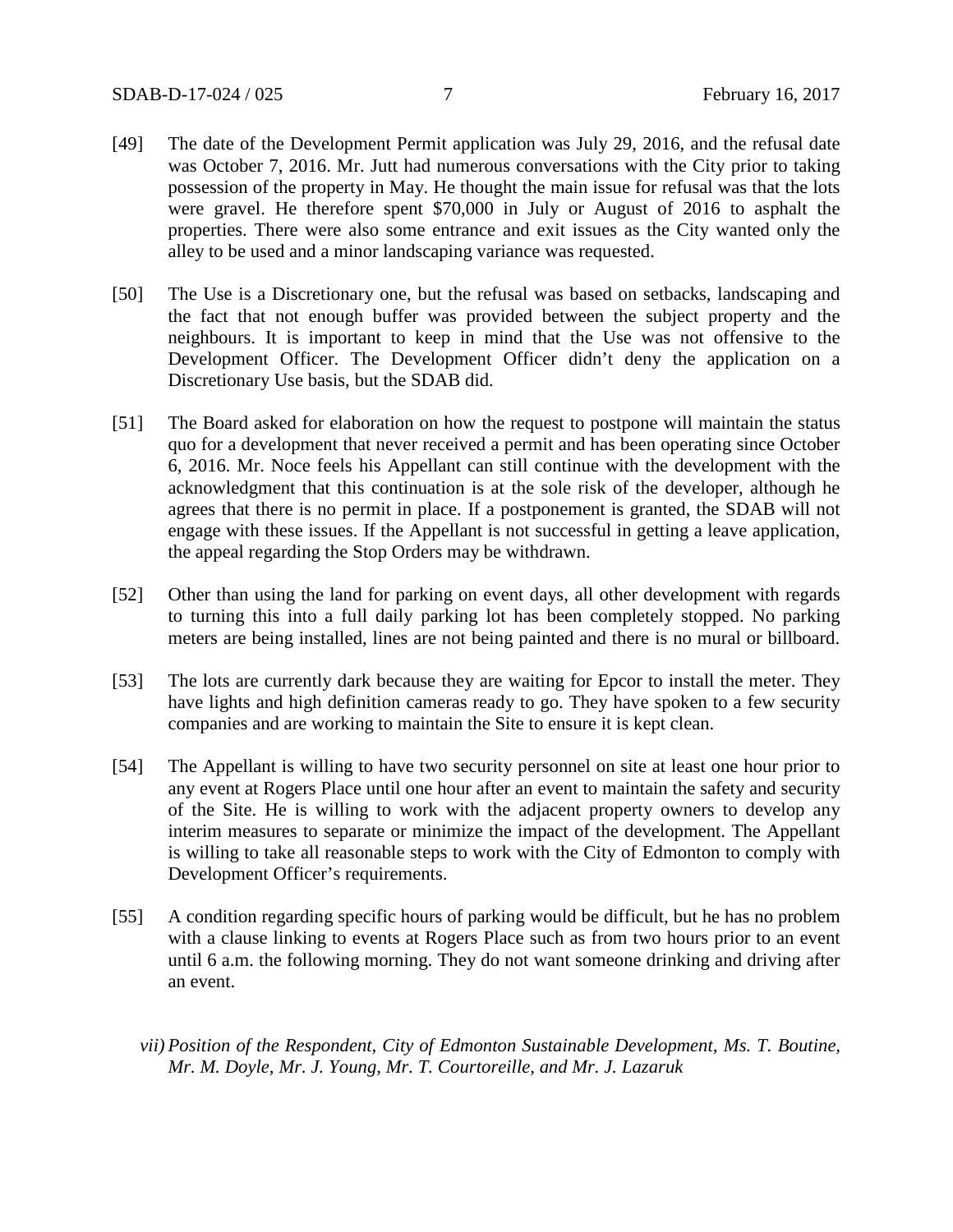[49] The date of the Development Permit application was July 29, 2016, and the refusal date was October 7, 2016. Mr. Jutt had numerous conversations with the City prior to taking possession of the property in May. He thought the main issue for refusal was that the lots were gravel. He therefore spent $70,000 in July or August of 2016 to asphalt the properties. There were also some entrance and exit issues as the City wanted only the alley to be used and a minor landscaping variance was requested.

[50] The Use is a Discretionary one, but the refusal was based on setbacks, landscaping and the fact that not enough buffer was provided between the subject property and the neighbours. It is important to keep in mind that the Use was not offensive to the Development Officer. The Development Officer didn't deny the application on a Discretionary Use basis, but the SDAB did.

[51] The Board asked for elaboration on how the request to postpone will maintain the status quo for a development that never received a permit and has been operating since October 6, 2016. Mr. Noce feels his Appellant can still continue with the development with the acknowledgment that this continuation is at the sole risk of the developer, although he agrees that there is no permit in place. If a postponement is granted, the SDAB will not engage with these issues. If the Appellant is not successful in getting a leave application, the appeal regarding the Stop Orders may be withdrawn.

[52] Other than using the land for parking on event days, all other development with regards to turning this into a full daily parking lot has been completely stopped. No parking meters are being installed, lines are not being painted and there is no mural or billboard.

[53] The lots are currently dark because they are waiting for Epcor to install the meter. They have lights and high definition cameras ready to go. They have spoken to a few security companies and are working to maintain the Site to ensure it is kept clean.

[54] The Appellant is willing to have two security personnel on site at least one hour prior to any event at Rogers Place until one hour after an event to maintain the safety and security of the Site. He is willing to work with the adjacent property owners to develop any interim measures to separate or minimize the impact of the development. The Appellant is willing to take all reasonable steps to work with the City of Edmonton to comply with Development Officer's requirements.

[55] A condition regarding specific hours of parking would be difficult, but he has no problem with a clause linking to events at Rogers Place such as from two hours prior to an event until 6 a.m. the following morning. They do not want someone drinking and driving after an event.

*vii) Position of the Respondent, City of Edmonton Sustainable Development, Ms. T. Boutine, Mr. M. Doyle, Mr. J. Young, Mr. T. Courtoreille, and Mr. J. Lazaruk*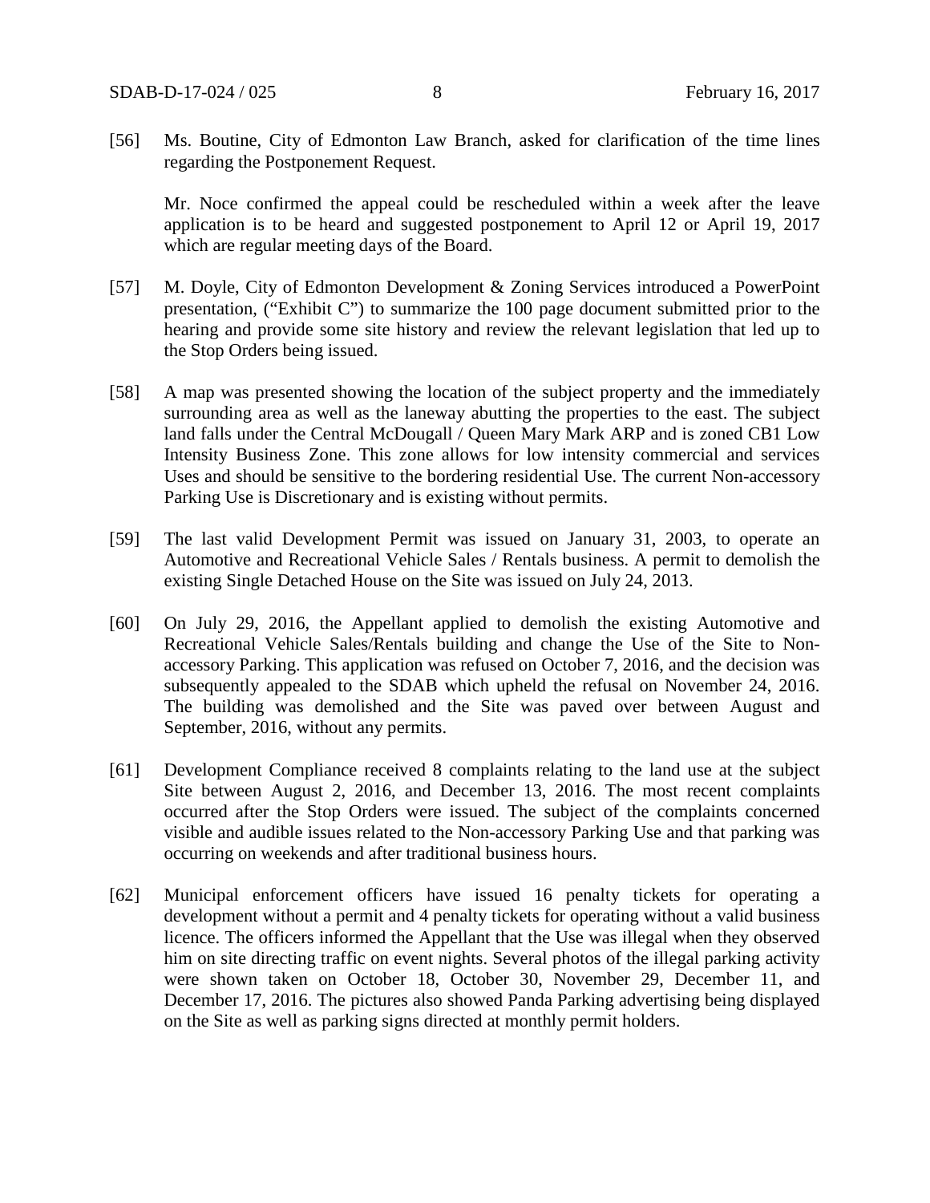[56] Ms. Boutine, City of Edmonton Law Branch, asked for clarification of the time lines regarding the Postponement Request.

Mr. Noce confirmed the appeal could be rescheduled within a week after the leave application is to be heard and suggested postponement to April 12 or April 19, 2017 which are regular meeting days of the Board.

[57] M. Doyle, City of Edmonton Development & Zoning Services introduced a PowerPoint presentation, ("Exhibit C") to summarize the 100 page document submitted prior to the hearing and provide some site history and review the relevant legislation that led up to the Stop Orders being issued.

[58] A map was presented showing the location of the subject property and the immediately surrounding area as well as the laneway abutting the properties to the east. The subject land falls under the Central McDougall / Queen Mary Mark ARP and is zoned CB1 Low Intensity Business Zone. This zone allows for low intensity commercial and services Uses and should be sensitive to the bordering residential Use. The current Non-accessory Parking Use is Discretionary and is existing without permits.

[59] The last valid Development Permit was issued on January 31, 2003, to operate an Automotive and Recreational Vehicle Sales / Rentals business. A permit to demolish the existing Single Detached House on the Site was issued on July 24, 2013.

[60] On July 29, 2016, the Appellant applied to demolish the existing Automotive and Recreational Vehicle Sales/Rentals building and change the Use of the Site to Non-accessory Parking. This application was refused on October 7, 2016, and the decision was subsequently appealed to the SDAB which upheld the refusal on November 24, 2016. The building was demolished and the Site was paved over between August and September, 2016, without any permits.

[61] Development Compliance received 8 complaints relating to the land use at the subject Site between August 2, 2016, and December 13, 2016. The most recent complaints occurred after the Stop Orders were issued. The subject of the complaints concerned visible and audible issues related to the Non-accessory Parking Use and that parking was occurring on weekends and after traditional business hours.

[62] Municipal enforcement officers have issued 16 penalty tickets for operating a development without a permit and 4 penalty tickets for operating without a valid business licence. The officers informed the Appellant that the Use was illegal when they observed him on site directing traffic on event nights. Several photos of the illegal parking activity were shown taken on October 18, October 30, November 29, December 11, and December 17, 2016. The pictures also showed Panda Parking advertising being displayed on the Site as well as parking signs directed at monthly permit holders.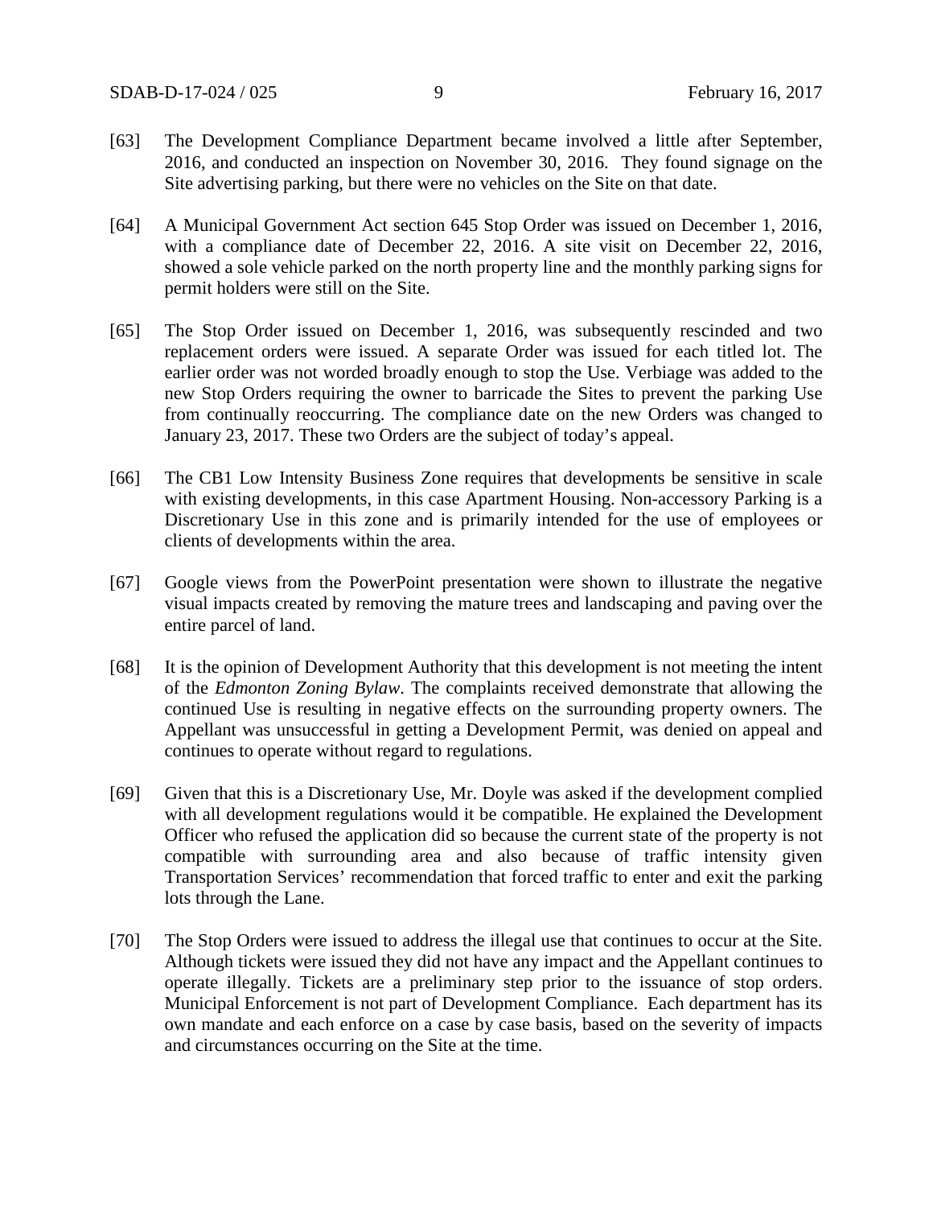[63] The Development Compliance Department became involved a little after September, 2016, and conducted an inspection on November 30, 2016. They found signage on the Site advertising parking, but there were no vehicles on the Site on that date.

[64] A Municipal Government Act section 645 Stop Order was issued on December 1, 2016, with a compliance date of December 22, 2016. A site visit on December 22, 2016, showed a sole vehicle parked on the north property line and the monthly parking signs for permit holders were still on the Site.

[65] The Stop Order issued on December 1, 2016, was subsequently rescinded and two replacement orders were issued. A separate Order was issued for each titled lot. The earlier order was not worded broadly enough to stop the Use. Verbiage was added to the new Stop Orders requiring the owner to barricade the Sites to prevent the parking Use from continually reoccurring. The compliance date on the new Orders was changed to January 23, 2017. These two Orders are the subject of today's appeal.

[66] The CB1 Low Intensity Business Zone requires that developments be sensitive in scale with existing developments, in this case Apartment Housing. Non-accessory Parking is a Discretionary Use in this zone and is primarily intended for the use of employees or clients of developments within the area.

[67] Google views from the PowerPoint presentation were shown to illustrate the negative visual impacts created by removing the mature trees and landscaping and paving over the entire parcel of land.

[68] It is the opinion of Development Authority that this development is not meeting the intent of the *Edmonton Zoning Bylaw*. The complaints received demonstrate that allowing the continued Use is resulting in negative effects on the surrounding property owners. The Appellant was unsuccessful in getting a Development Permit, was denied on appeal and continues to operate without regard to regulations.

[69] Given that this is a Discretionary Use, Mr. Doyle was asked if the development complied with all development regulations would it be compatible. He explained the Development Officer who refused the application did so because the current state of the property is not compatible with surrounding area and also because of traffic intensity given Transportation Services' recommendation that forced traffic to enter and exit the parking lots through the Lane.

[70] The Stop Orders were issued to address the illegal use that continues to occur at the Site. Although tickets were issued they did not have any impact and the Appellant continues to operate illegally. Tickets are a preliminary step prior to the issuance of stop orders. Municipal Enforcement is not part of Development Compliance. Each department has its own mandate and each enforce on a case by case basis, based on the severity of impacts and circumstances occurring on the Site at the time.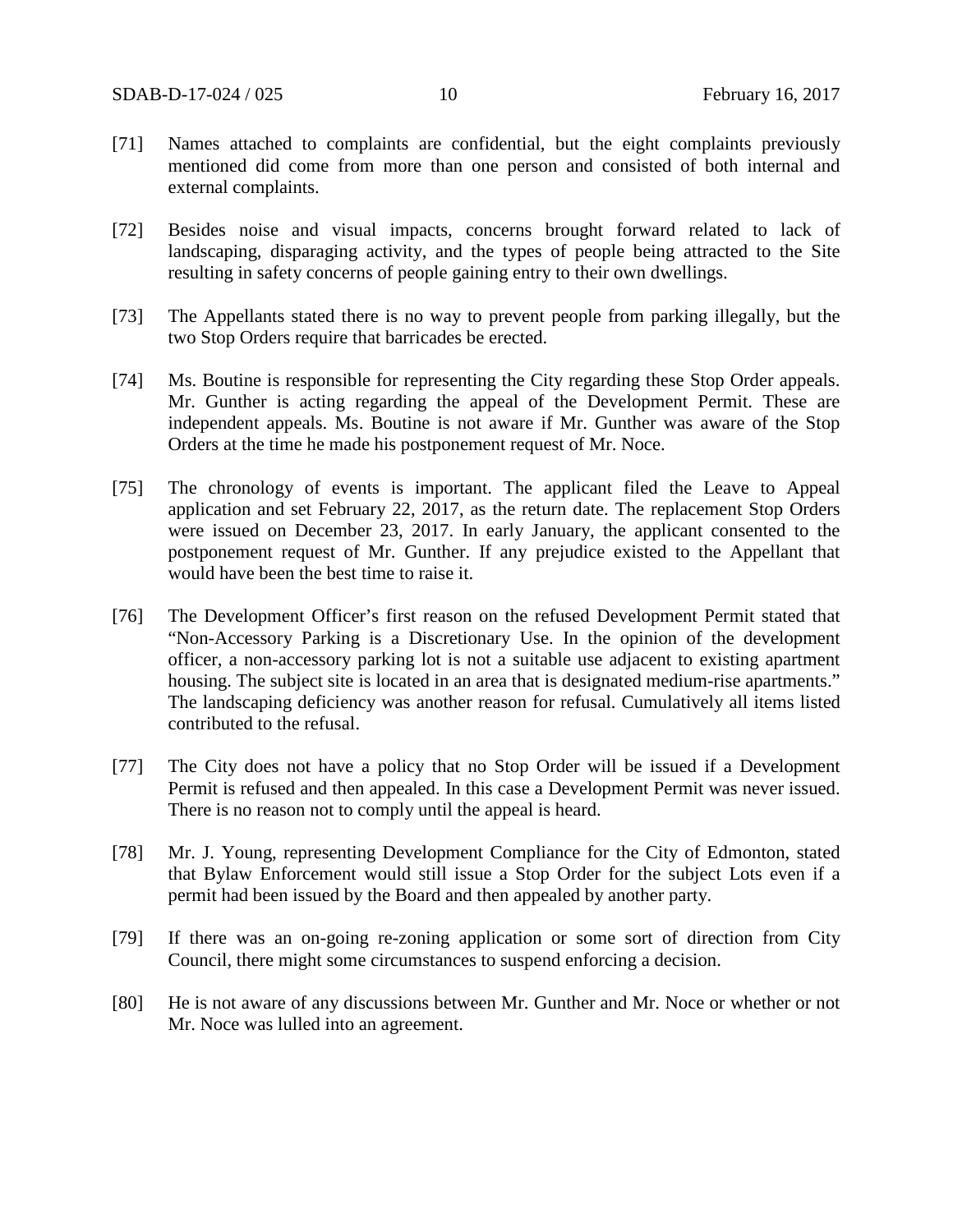[71] Names attached to complaints are confidential, but the eight complaints previously mentioned did come from more than one person and consisted of both internal and external complaints.

[72] Besides noise and visual impacts, concerns brought forward related to lack of landscaping, disparaging activity, and the types of people being attracted to the Site resulting in safety concerns of people gaining entry to their own dwellings.

[73] The Appellants stated there is no way to prevent people from parking illegally, but the two Stop Orders require that barricades be erected.

[74] Ms. Boutine is responsible for representing the City regarding these Stop Order appeals. Mr. Gunther is acting regarding the appeal of the Development Permit. These are independent appeals. Ms. Boutine is not aware if Mr. Gunther was aware of the Stop Orders at the time he made his postponement request of Mr. Noce.

[75] The chronology of events is important. The applicant filed the Leave to Appeal application and set February 22, 2017, as the return date. The replacement Stop Orders were issued on December 23, 2017. In early January, the applicant consented to the postponement request of Mr. Gunther. If any prejudice existed to the Appellant that would have been the best time to raise it.

[76] The Development Officer's first reason on the refused Development Permit stated that "Non-Accessory Parking is a Discretionary Use. In the opinion of the development officer, a non-accessory parking lot is not a suitable use adjacent to existing apartment housing. The subject site is located in an area that is designated medium-rise apartments." The landscaping deficiency was another reason for refusal. Cumulatively all items listed contributed to the refusal.

[77] The City does not have a policy that no Stop Order will be issued if a Development Permit is refused and then appealed. In this case a Development Permit was never issued. There is no reason not to comply until the appeal is heard.

[78] Mr. J. Young, representing Development Compliance for the City of Edmonton, stated that Bylaw Enforcement would still issue a Stop Order for the subject Lots even if a permit had been issued by the Board and then appealed by another party.

[79] If there was an on-going re-zoning application or some sort of direction from City Council, there might some circumstances to suspend enforcing a decision.

[80] He is not aware of any discussions between Mr. Gunther and Mr. Noce or whether or not Mr. Noce was lulled into an agreement.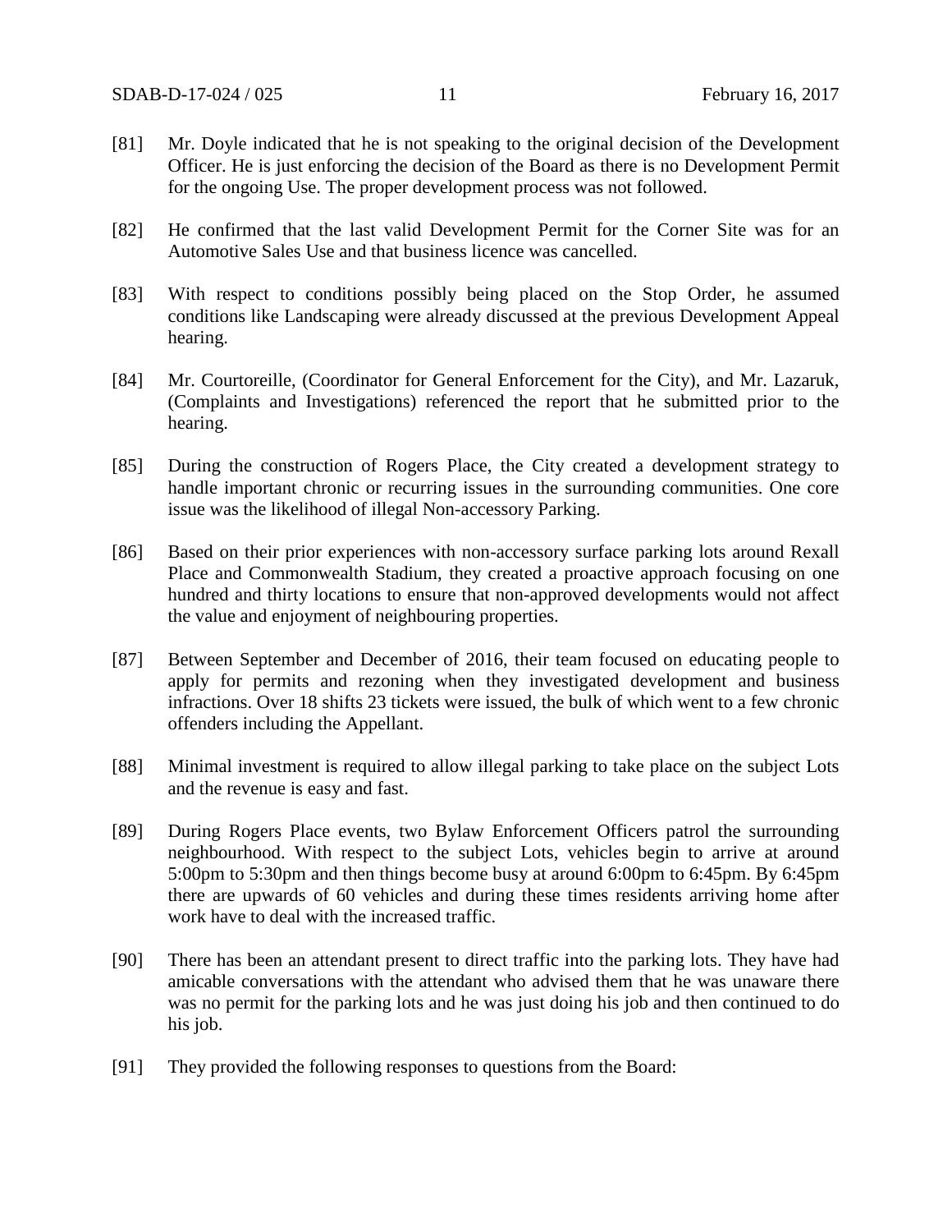[81] Mr. Doyle indicated that he is not speaking to the original decision of the Development Officer. He is just enforcing the decision of the Board as there is no Development Permit for the ongoing Use. The proper development process was not followed.

[82] He confirmed that the last valid Development Permit for the Corner Site was for an Automotive Sales Use and that business licence was cancelled.

[83] With respect to conditions possibly being placed on the Stop Order, he assumed conditions like Landscaping were already discussed at the previous Development Appeal hearing.

[84] Mr. Courtoreille, (Coordinator for General Enforcement for the City), and Mr. Lazaruk, (Complaints and Investigations) referenced the report that he submitted prior to the hearing.

[85] During the construction of Rogers Place, the City created a development strategy to handle important chronic or recurring issues in the surrounding communities. One core issue was the likelihood of illegal Non-accessory Parking.

[86] Based on their prior experiences with non-accessory surface parking lots around Rexall Place and Commonwealth Stadium, they created a proactive approach focusing on one hundred and thirty locations to ensure that non-approved developments would not affect the value and enjoyment of neighbouring properties.

[87] Between September and December of 2016, their team focused on educating people to apply for permits and rezoning when they investigated development and business infractions. Over 18 shifts 23 tickets were issued, the bulk of which went to a few chronic offenders including the Appellant.

[88] Minimal investment is required to allow illegal parking to take place on the subject Lots and the revenue is easy and fast.

[89] During Rogers Place events, two Bylaw Enforcement Officers patrol the surrounding neighbourhood. With respect to the subject Lots, vehicles begin to arrive at around 5:00pm to 5:30pm and then things become busy at around 6:00pm to 6:45pm. By 6:45pm there are upwards of 60 vehicles and during these times residents arriving home after work have to deal with the increased traffic.

[90] There has been an attendant present to direct traffic into the parking lots. They have had amicable conversations with the attendant who advised them that he was unaware there was no permit for the parking lots and he was just doing his job and then continued to do his job.

[91] They provided the following responses to questions from the Board: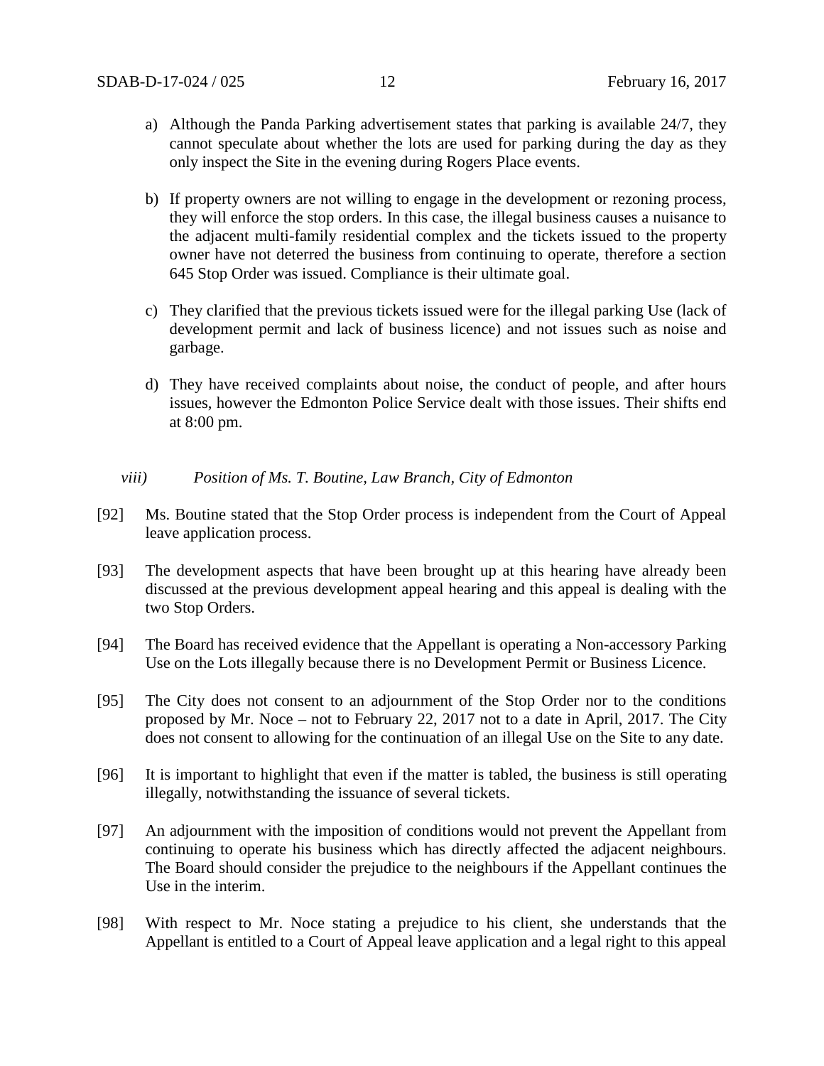a) Although the Panda Parking advertisement states that parking is available 24/7, they cannot speculate about whether the lots are used for parking during the day as they only inspect the Site in the evening during Rogers Place events.

b) If property owners are not willing to engage in the development or rezoning process, they will enforce the stop orders. In this case, the illegal business causes a nuisance to the adjacent multi-family residential complex and the tickets issued to the property owner have not deterred the business from continuing to operate, therefore a section 645 Stop Order was issued. Compliance is their ultimate goal.

c) They clarified that the previous tickets issued were for the illegal parking Use (lack of development permit and lack of business licence) and not issues such as noise and garbage.

d) They have received complaints about noise, the conduct of people, and after hours issues, however the Edmonton Police Service dealt with those issues. Their shifts end at 8:00 pm.

*viii) Position of Ms. T. Boutine, Law Branch, City of Edmonton*

[92] Ms. Boutine stated that the Stop Order process is independent from the Court of Appeal leave application process.

[93] The development aspects that have been brought up at this hearing have already been discussed at the previous development appeal hearing and this appeal is dealing with the two Stop Orders.

[94] The Board has received evidence that the Appellant is operating a Non-accessory Parking Use on the Lots illegally because there is no Development Permit or Business Licence.

[95] The City does not consent to an adjournment of the Stop Order nor to the conditions proposed by Mr. Noce – not to February 22, 2017 not to a date in April, 2017. The City does not consent to allowing for the continuation of an illegal Use on the Site to any date.

[96] It is important to highlight that even if the matter is tabled, the business is still operating illegally, notwithstanding the issuance of several tickets.

[97] An adjournment with the imposition of conditions would not prevent the Appellant from continuing to operate his business which has directly affected the adjacent neighbours. The Board should consider the prejudice to the neighbours if the Appellant continues the Use in the interim.

[98] With respect to Mr. Noce stating a prejudice to his client, she understands that the Appellant is entitled to a Court of Appeal leave application and a legal right to this appeal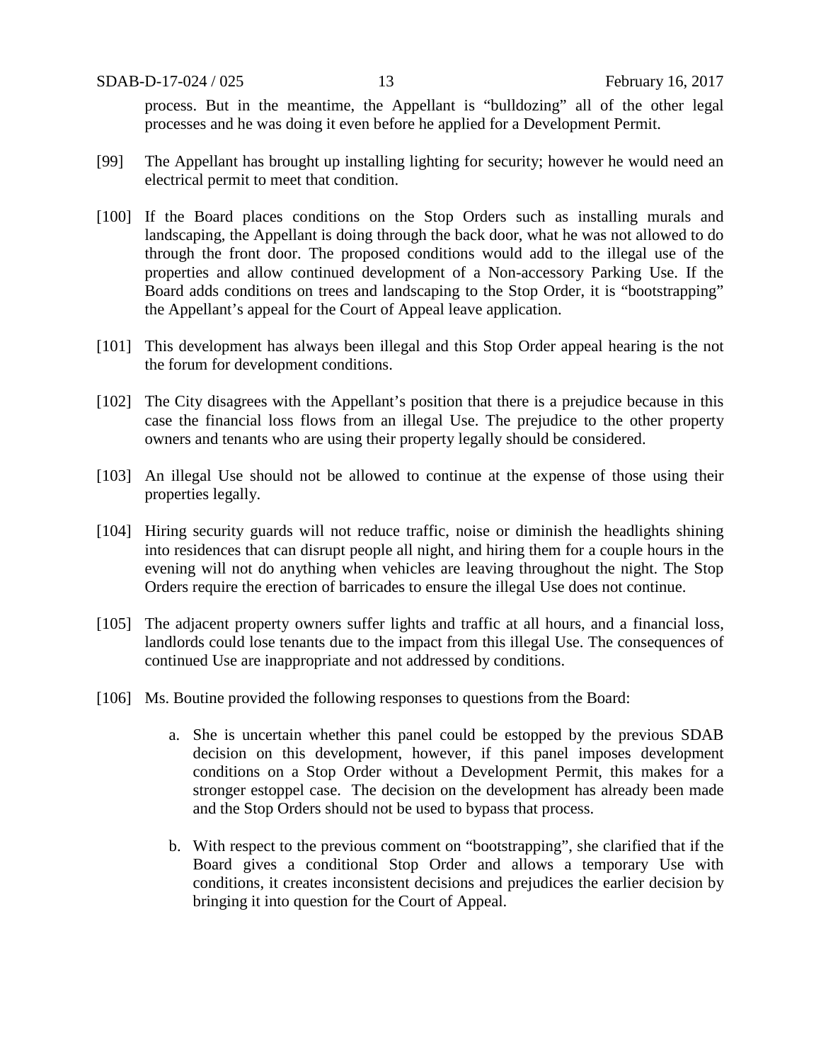process. But in the meantime, the Appellant is "bulldozing" all of the other legal processes and he was doing it even before he applied for a Development Permit.

[99] The Appellant has brought up installing lighting for security; however he would need an electrical permit to meet that condition.

[100] If the Board places conditions on the Stop Orders such as installing murals and landscaping, the Appellant is doing through the back door, what he was not allowed to do through the front door. The proposed conditions would add to the illegal use of the properties and allow continued development of a Non-accessory Parking Use. If the Board adds conditions on trees and landscaping to the Stop Order, it is "bootstrapping" the Appellant's appeal for the Court of Appeal leave application.

[101] This development has always been illegal and this Stop Order appeal hearing is the not the forum for development conditions.

[102] The City disagrees with the Appellant's position that there is a prejudice because in this case the financial loss flows from an illegal Use. The prejudice to the other property owners and tenants who are using their property legally should be considered.

[103] An illegal Use should not be allowed to continue at the expense of those using their properties legally.

[104] Hiring security guards will not reduce traffic, noise or diminish the headlights shining into residences that can disrupt people all night, and hiring them for a couple hours in the evening will not do anything when vehicles are leaving throughout the night. The Stop Orders require the erection of barricades to ensure the illegal Use does not continue.

[105] The adjacent property owners suffer lights and traffic at all hours, and a financial loss, landlords could lose tenants due to the impact from this illegal Use. The consequences of continued Use are inappropriate and not addressed by conditions.

[106] Ms. Boutine provided the following responses to questions from the Board:

   a. She is uncertain whether this panel could be estopped by the previous SDAB decision on this development, however, if this panel imposes development conditions on a Stop Order without a Development Permit, this makes for a stronger estoppel case. The decision on the development has already been made and the Stop Orders should not be used to bypass that process.

   b. With respect to the previous comment on "bootstrapping", she clarified that if the Board gives a conditional Stop Order and allows a temporary Use with conditions, it creates inconsistent decisions and prejudices the earlier decision by bringing it into question for the Court of Appeal.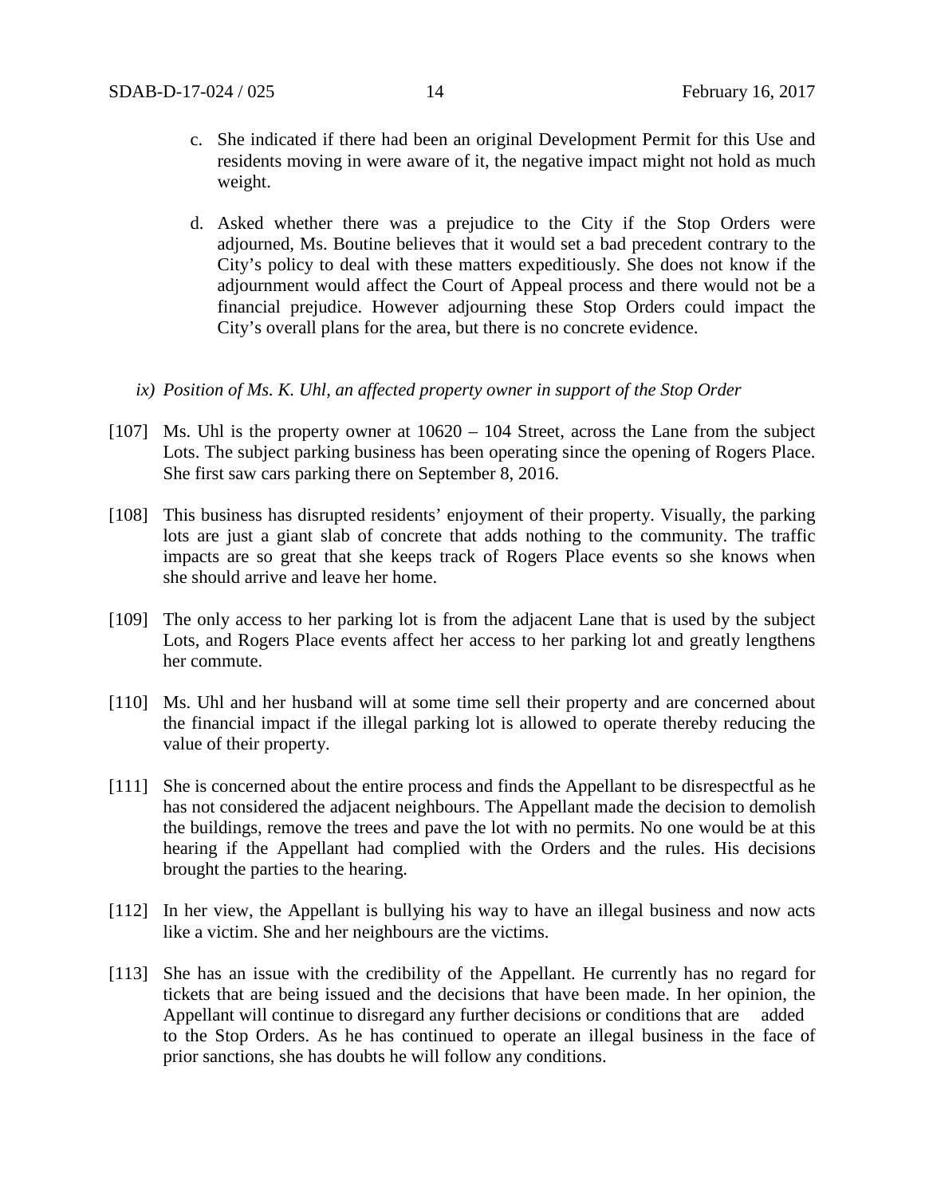c. She indicated if there had been an original Development Permit for this Use and residents moving in were aware of it, the negative impact might not hold as much weight.

d. Asked whether there was a prejudice to the City if the Stop Orders were adjourned, Ms. Boutine believes that it would set a bad precedent contrary to the City's policy to deal with these matters expeditiously. She does not know if the adjournment would affect the Court of Appeal process and there would not be a financial prejudice. However adjourning these Stop Orders could impact the City's overall plans for the area, but there is no concrete evidence.

*ix) Position of Ms. K. Uhl, an affected property owner in support of the Stop Order*

[107] Ms. Uhl is the property owner at 10620 – 104 Street, across the Lane from the subject Lots. The subject parking business has been operating since the opening of Rogers Place. She first saw cars parking there on September 8, 2016.

[108] This business has disrupted residents' enjoyment of their property. Visually, the parking lots are just a giant slab of concrete that adds nothing to the community. The traffic impacts are so great that she keeps track of Rogers Place events so she knows when she should arrive and leave her home.

[109] The only access to her parking lot is from the adjacent Lane that is used by the subject Lots, and Rogers Place events affect her access to her parking lot and greatly lengthens her commute.

[110] Ms. Uhl and her husband will at some time sell their property and are concerned about the financial impact if the illegal parking lot is allowed to operate thereby reducing the value of their property.

[111] She is concerned about the entire process and finds the Appellant to be disrespectful as he has not considered the adjacent neighbours. The Appellant made the decision to demolish the buildings, remove the trees and pave the lot with no permits. No one would be at this hearing if the Appellant had complied with the Orders and the rules. His decisions brought the parties to the hearing.

[112] In her view, the Appellant is bullying his way to have an illegal business and now acts like a victim. She and her neighbours are the victims.

[113] She has an issue with the credibility of the Appellant. He currently has no regard for tickets that are being issued and the decisions that have been made. In her opinion, the Appellant will continue to disregard any further decisions or conditions that are added to the Stop Orders. As he has continued to operate an illegal business in the face of prior sanctions, she has doubts he will follow any conditions.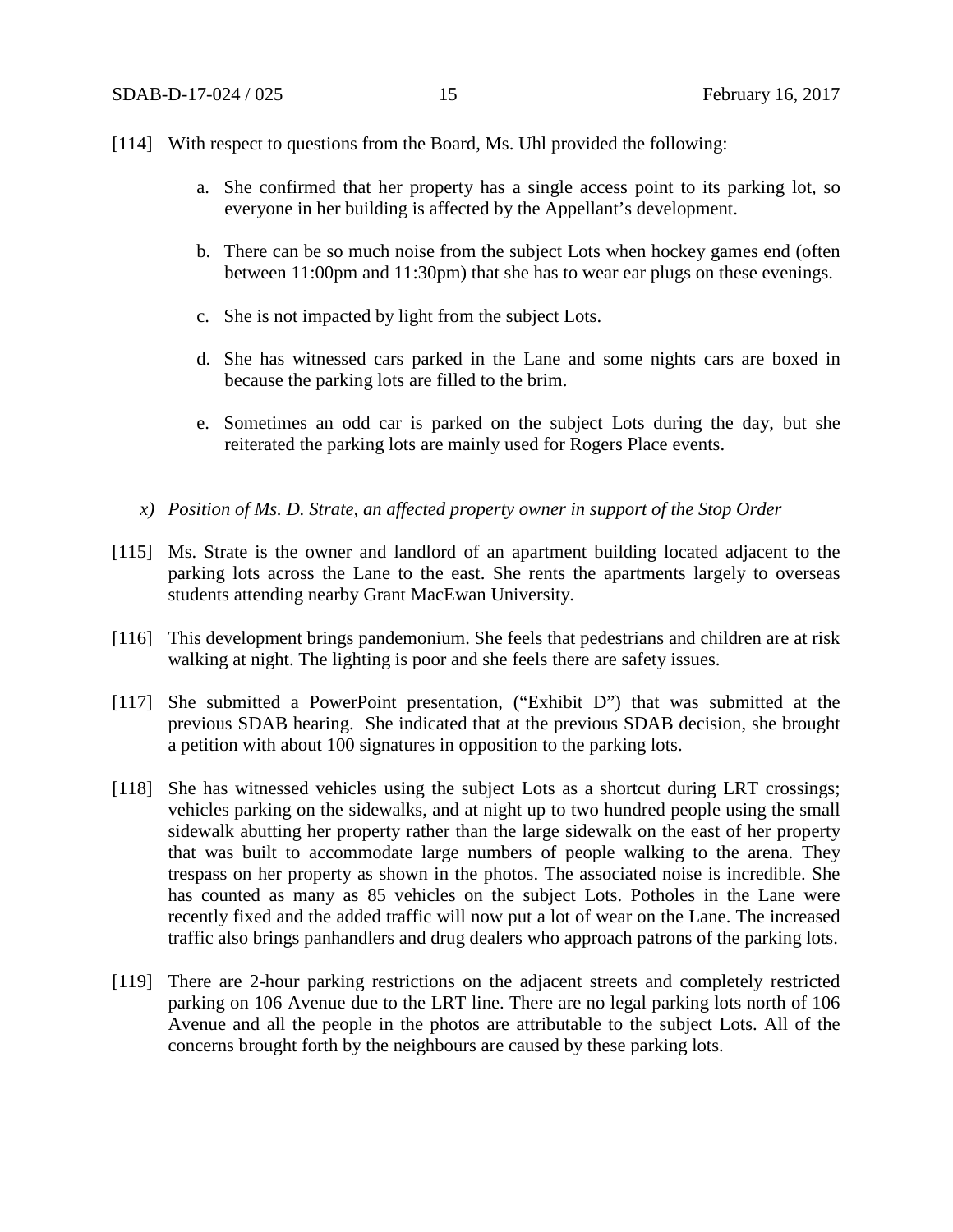[114] With respect to questions from the Board, Ms. Uhl provided the following:

a. She confirmed that her property has a single access point to its parking lot, so everyone in her building is affected by the Appellant's development.

b. There can be so much noise from the subject Lots when hockey games end (often between 11:00pm and 11:30pm) that she has to wear ear plugs on these evenings.

c. She is not impacted by light from the subject Lots.

d. She has witnessed cars parked in the Lane and some nights cars are boxed in because the parking lots are filled to the brim.

e. Sometimes an odd car is parked on the subject Lots during the day, but she reiterated the parking lots are mainly used for Rogers Place events.

*x) Position of Ms. D. Strate, an affected property owner in support of the Stop Order*

[115] Ms. Strate is the owner and landlord of an apartment building located adjacent to the parking lots across the Lane to the east. She rents the apartments largely to overseas students attending nearby Grant MacEwan University.

[116] This development brings pandemonium. She feels that pedestrians and children are at risk walking at night. The lighting is poor and she feels there are safety issues.

[117] She submitted a PowerPoint presentation, ("Exhibit D") that was submitted at the previous SDAB hearing. She indicated that at the previous SDAB decision, she brought a petition with about 100 signatures in opposition to the parking lots.

[118] She has witnessed vehicles using the subject Lots as a shortcut during LRT crossings; vehicles parking on the sidewalks, and at night up to two hundred people using the small sidewalk abutting her property rather than the large sidewalk on the east of her property that was built to accommodate large numbers of people walking to the arena. They trespass on her property as shown in the photos. The associated noise is incredible. She has counted as many as 85 vehicles on the subject Lots. Potholes in the Lane were recently fixed and the added traffic will now put a lot of wear on the Lane. The increased traffic also brings panhandlers and drug dealers who approach patrons of the parking lots.

[119] There are 2-hour parking restrictions on the adjacent streets and completely restricted parking on 106 Avenue due to the LRT line. There are no legal parking lots north of 106 Avenue and all the people in the photos are attributable to the subject Lots. All of the concerns brought forth by the neighbours are caused by these parking lots.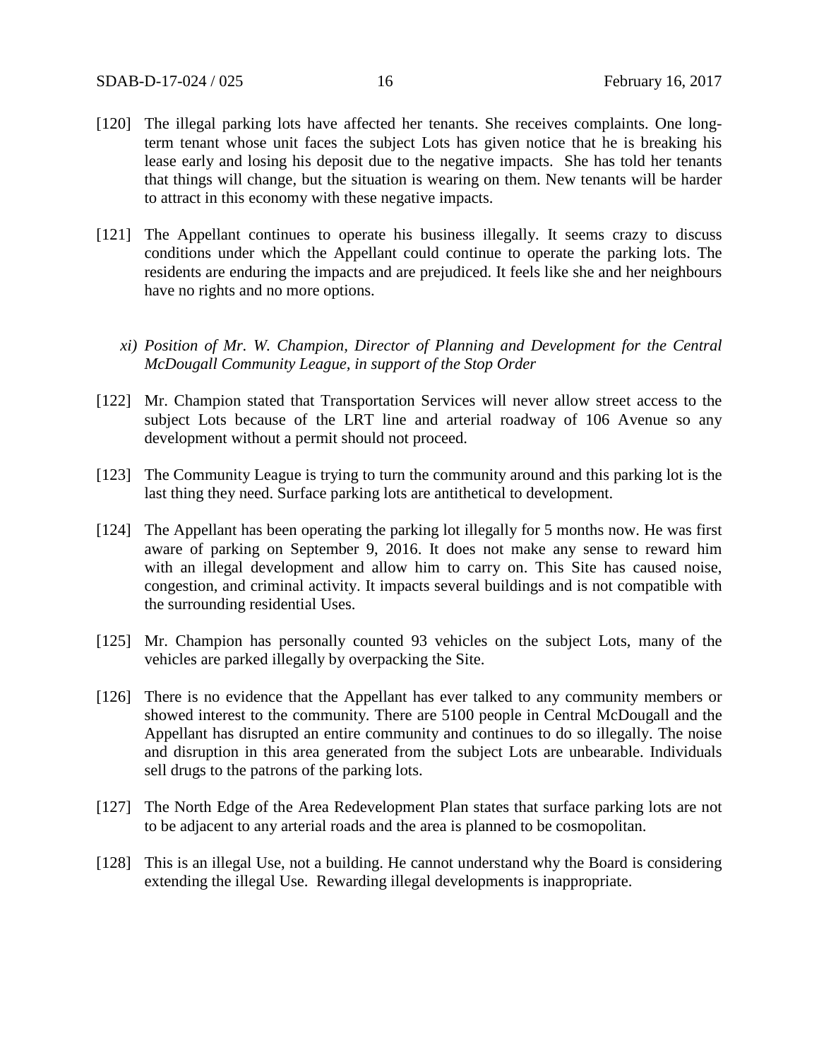[120] The illegal parking lots have affected her tenants. She receives complaints. One long-term tenant whose unit faces the subject Lots has given notice that he is breaking his lease early and losing his deposit due to the negative impacts. She has told her tenants that things will change, but the situation is wearing on them. New tenants will be harder to attract in this economy with these negative impacts.

[121] The Appellant continues to operate his business illegally. It seems crazy to discuss conditions under which the Appellant could continue to operate the parking lots. The residents are enduring the impacts and are prejudiced. It feels like she and her neighbours have no rights and no more options.

*xi) Position of Mr. W. Champion, Director of Planning and Development for the Central McDougall Community League, in support of the Stop Order*

[122] Mr. Champion stated that Transportation Services will never allow street access to the subject Lots because of the LRT line and arterial roadway of 106 Avenue so any development without a permit should not proceed.

[123] The Community League is trying to turn the community around and this parking lot is the last thing they need. Surface parking lots are antithetical to development.

[124] The Appellant has been operating the parking lot illegally for 5 months now. He was first aware of parking on September 9, 2016. It does not make any sense to reward him with an illegal development and allow him to carry on. This Site has caused noise, congestion, and criminal activity. It impacts several buildings and is not compatible with the surrounding residential Uses.

[125] Mr. Champion has personally counted 93 vehicles on the subject Lots, many of the vehicles are parked illegally by overpacking the Site.

[126] There is no evidence that the Appellant has ever talked to any community members or showed interest to the community. There are 5100 people in Central McDougall and the Appellant has disrupted an entire community and continues to do so illegally. The noise and disruption in this area generated from the subject Lots are unbearable. Individuals sell drugs to the patrons of the parking lots.

[127] The North Edge of the Area Redevelopment Plan states that surface parking lots are not to be adjacent to any arterial roads and the area is planned to be cosmopolitan.

[128] This is an illegal Use, not a building. He cannot understand why the Board is considering extending the illegal Use. Rewarding illegal developments is inappropriate.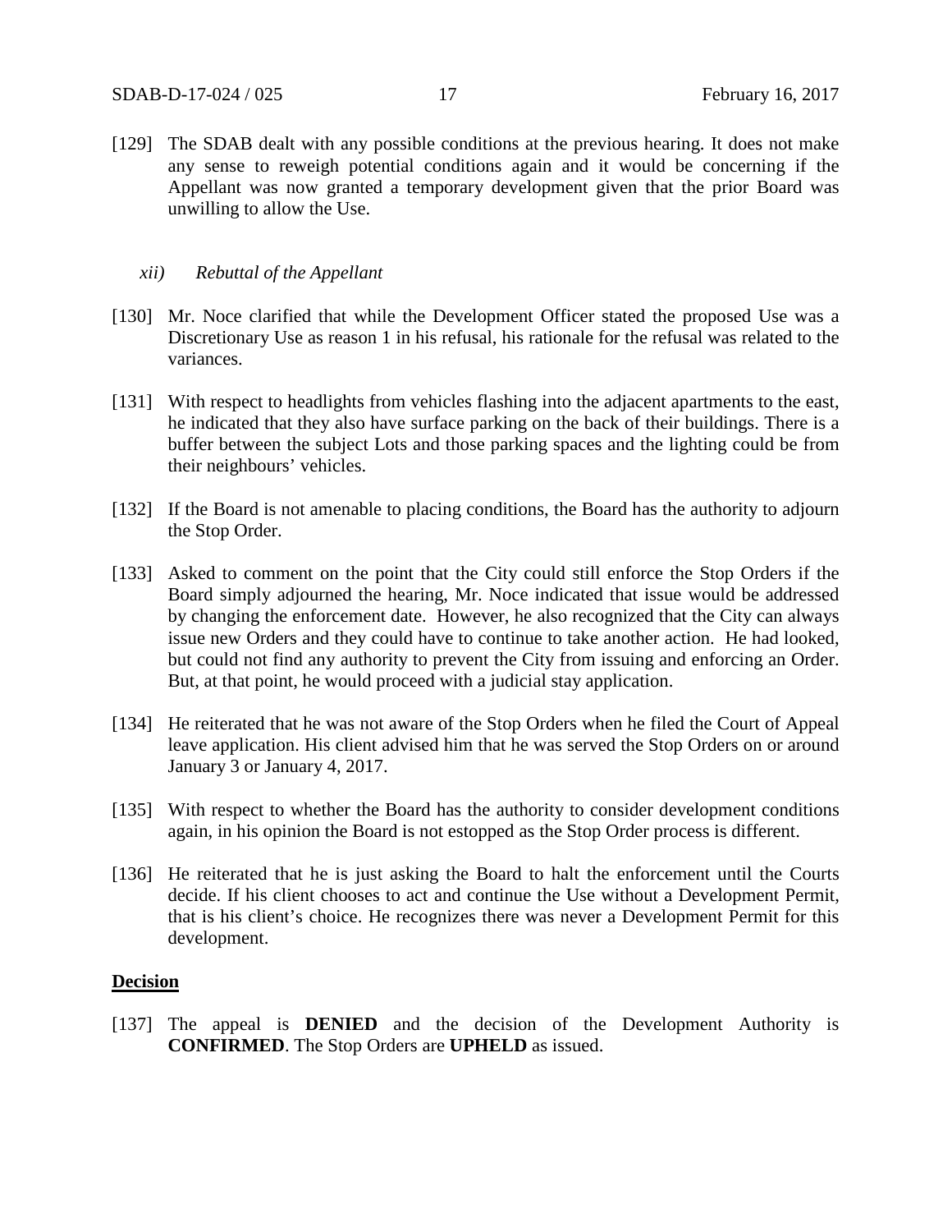[129] The SDAB dealt with any possible conditions at the previous hearing. It does not make any sense to reweigh potential conditions again and it would be concerning if the Appellant was now granted a temporary development given that the prior Board was unwilling to allow the Use.

*xii) Rebuttal of the Appellant*

[130] Mr. Noce clarified that while the Development Officer stated the proposed Use was a Discretionary Use as reason 1 in his refusal, his rationale for the refusal was related to the variances.

[131] With respect to headlights from vehicles flashing into the adjacent apartments to the east, he indicated that they also have surface parking on the back of their buildings. There is a buffer between the subject Lots and those parking spaces and the lighting could be from their neighbours' vehicles.

[132] If the Board is not amenable to placing conditions, the Board has the authority to adjourn the Stop Order.

[133] Asked to comment on the point that the City could still enforce the Stop Orders if the Board simply adjourned the hearing, Mr. Noce indicated that issue would be addressed by changing the enforcement date. However, he also recognized that the City can always issue new Orders and they could have to continue to take another action. He had looked, but could not find any authority to prevent the City from issuing and enforcing an Order. But, at that point, he would proceed with a judicial stay application.

[134] He reiterated that he was not aware of the Stop Orders when he filed the Court of Appeal leave application. His client advised him that he was served the Stop Orders on or around January 3 or January 4, 2017.

[135] With respect to whether the Board has the authority to consider development conditions again, in his opinion the Board is not estopped as the Stop Order process is different.

[136] He reiterated that he is just asking the Board to halt the enforcement until the Courts decide. If his client chooses to act and continue the Use without a Development Permit, that is his client's choice. He recognizes there was never a Development Permit for this development.

## Decision

[137] The appeal is **DENIED** and the decision of the Development Authority is **CONFIRMED**. The Stop Orders are **UPHELD** as issued.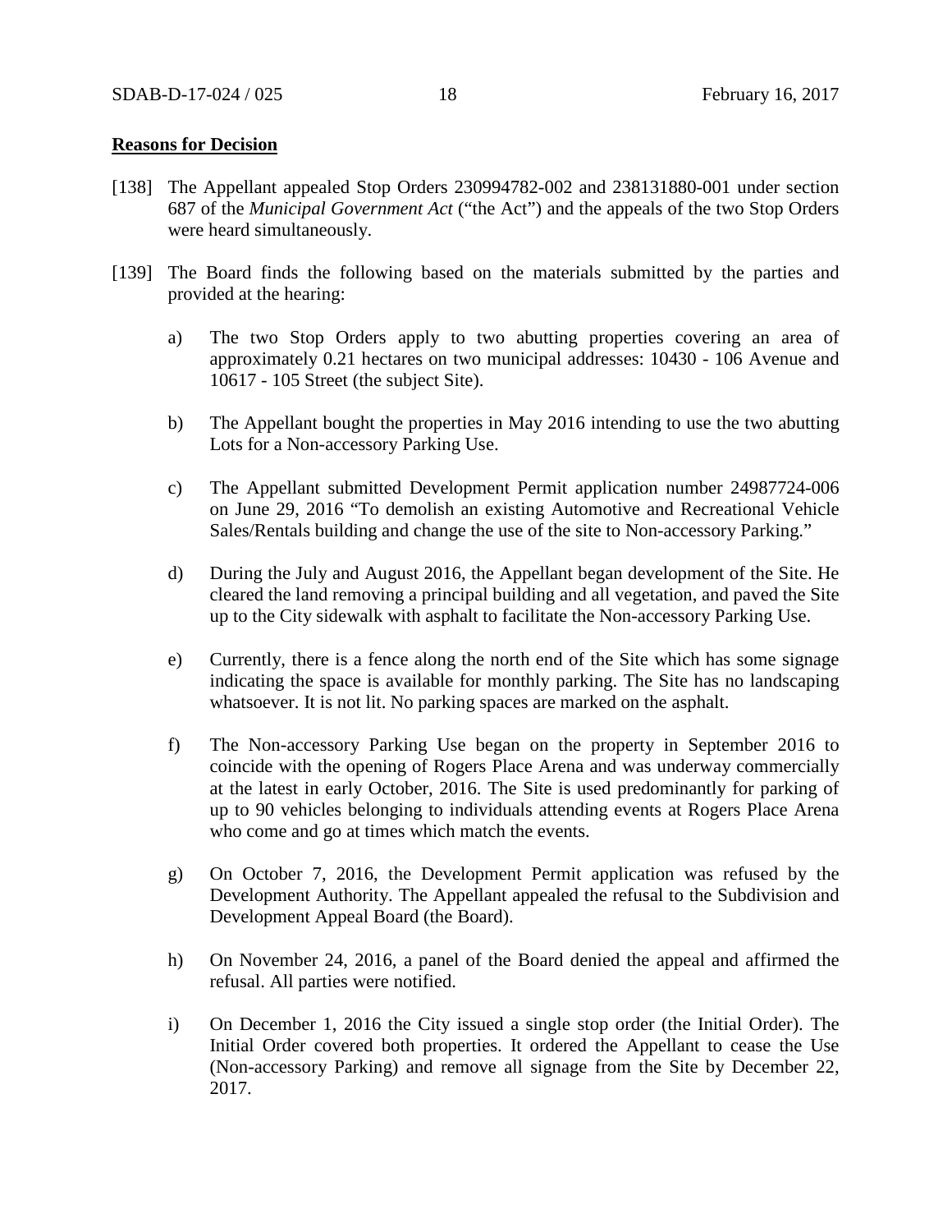**Reasons for Decision**

[138] The Appellant appealed Stop Orders 230994782-002 and 238131880-001 under section 687 of the *Municipal Government Act* ("the Act") and the appeals of the two Stop Orders were heard simultaneously.

[139] The Board finds the following based on the materials submitted by the parties and provided at the hearing:

a) The two Stop Orders apply to two abutting properties covering an area of approximately 0.21 hectares on two municipal addresses: 10430 - 106 Avenue and 10617 - 105 Street (the subject Site).

b) The Appellant bought the properties in May 2016 intending to use the two abutting Lots for a Non-accessory Parking Use.

c) The Appellant submitted Development Permit application number 24987724-006 on June 29, 2016 "To demolish an existing Automotive and Recreational Vehicle Sales/Rentals building and change the use of the site to Non-accessory Parking."

d) During the July and August 2016, the Appellant began development of the Site. He cleared the land removing a principal building and all vegetation, and paved the Site up to the City sidewalk with asphalt to facilitate the Non-accessory Parking Use.

e) Currently, there is a fence along the north end of the Site which has some signage indicating the space is available for monthly parking. The Site has no landscaping whatsoever. It is not lit. No parking spaces are marked on the asphalt.

f) The Non-accessory Parking Use began on the property in September 2016 to coincide with the opening of Rogers Place Arena and was underway commercially at the latest in early October, 2016. The Site is used predominantly for parking of up to 90 vehicles belonging to individuals attending events at Rogers Place Arena who come and go at times which match the events.

g) On October 7, 2016, the Development Permit application was refused by the Development Authority. The Appellant appealed the refusal to the Subdivision and Development Appeal Board (the Board).

h) On November 24, 2016, a panel of the Board denied the appeal and affirmed the refusal. All parties were notified.

i) On December 1, 2016 the City issued a single stop order (the Initial Order). The Initial Order covered both properties. It ordered the Appellant to cease the Use (Non-accessory Parking) and remove all signage from the Site by December 22, 2017.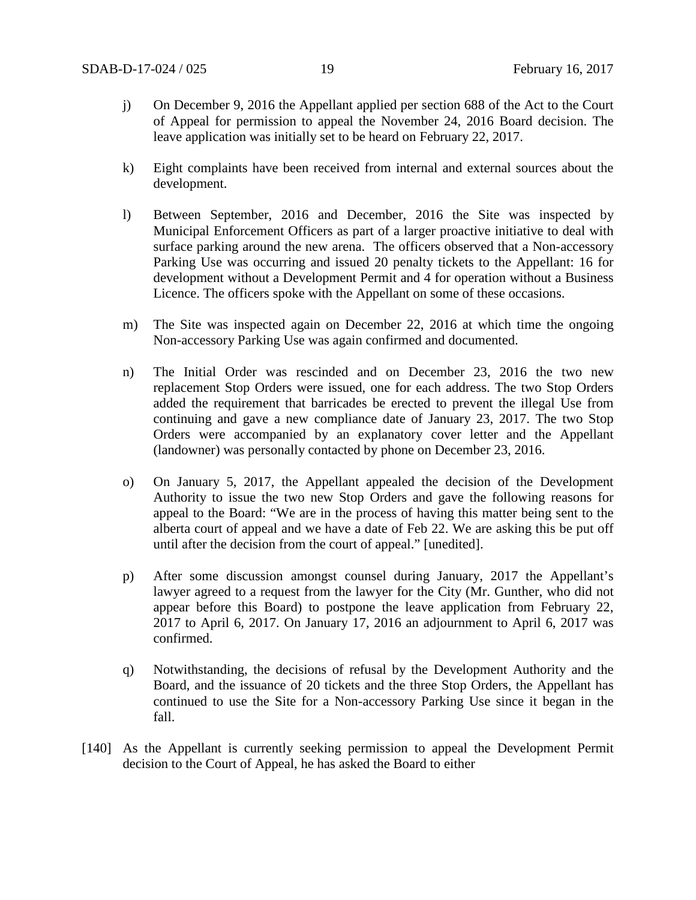j) On December 9, 2016 the Appellant applied per section 688 of the Act to the Court of Appeal for permission to appeal the November 24, 2016 Board decision. The leave application was initially set to be heard on February 22, 2017.

k) Eight complaints have been received from internal and external sources about the development.

l) Between September, 2016 and December, 2016 the Site was inspected by Municipal Enforcement Officers as part of a larger proactive initiative to deal with surface parking around the new arena. The officers observed that a Non-accessory Parking Use was occurring and issued 20 penalty tickets to the Appellant: 16 for development without a Development Permit and 4 for operation without a Business Licence. The officers spoke with the Appellant on some of these occasions.

m) The Site was inspected again on December 22, 2016 at which time the ongoing Non-accessory Parking Use was again confirmed and documented.

n) The Initial Order was rescinded and on December 23, 2016 the two new replacement Stop Orders were issued, one for each address. The two Stop Orders added the requirement that barricades be erected to prevent the illegal Use from continuing and gave a new compliance date of January 23, 2017. The two Stop Orders were accompanied by an explanatory cover letter and the Appellant (landowner) was personally contacted by phone on December 23, 2016.

o) On January 5, 2017, the Appellant appealed the decision of the Development Authority to issue the two new Stop Orders and gave the following reasons for appeal to the Board: "We are in the process of having this matter being sent to the alberta court of appeal and we have a date of Feb 22. We are asking this be put off until after the decision from the court of appeal." [unedited].

p) After some discussion amongst counsel during January, 2017 the Appellant's lawyer agreed to a request from the lawyer for the City (Mr. Gunther, who did not appear before this Board) to postpone the leave application from February 22, 2017 to April 6, 2017. On January 17, 2016 an adjournment to April 6, 2017 was confirmed.

q) Notwithstanding, the decisions of refusal by the Development Authority and the Board, and the issuance of 20 tickets and the three Stop Orders, the Appellant has continued to use the Site for a Non-accessory Parking Use since it began in the fall.

[140] As the Appellant is currently seeking permission to appeal the Development Permit decision to the Court of Appeal, he has asked the Board to either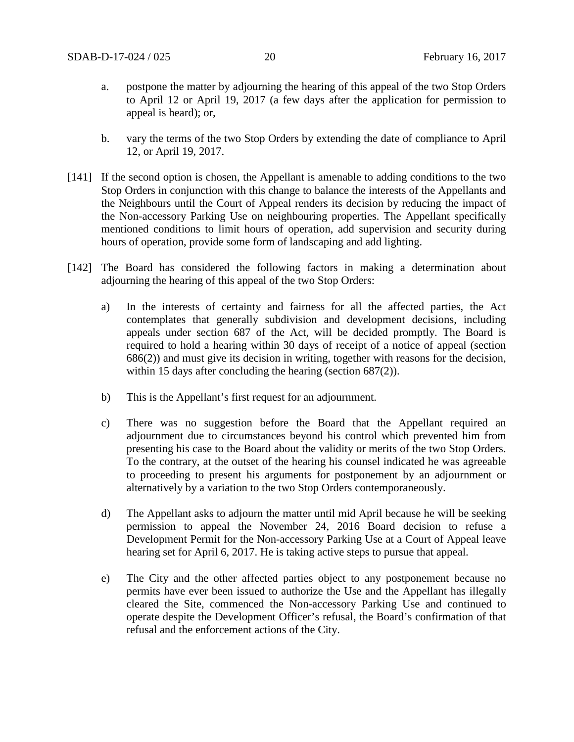a. postpone the matter by adjourning the hearing of this appeal of the two Stop Orders to April 12 or April 19, 2017 (a few days after the application for permission to appeal is heard); or,

b. vary the terms of the two Stop Orders by extending the date of compliance to April 12, or April 19, 2017.

[141] If the second option is chosen, the Appellant is amenable to adding conditions to the two Stop Orders in conjunction with this change to balance the interests of the Appellants and the Neighbours until the Court of Appeal renders its decision by reducing the impact of the Non-accessory Parking Use on neighbouring properties. The Appellant specifically mentioned conditions to limit hours of operation, add supervision and security during hours of operation, provide some form of landscaping and add lighting.

[142] The Board has considered the following factors in making a determination about adjourning the hearing of this appeal of the two Stop Orders:

a) In the interests of certainty and fairness for all the affected parties, the Act contemplates that generally subdivision and development decisions, including appeals under section 687 of the Act, will be decided promptly. The Board is required to hold a hearing within 30 days of receipt of a notice of appeal (section 686(2)) and must give its decision in writing, together with reasons for the decision, within 15 days after concluding the hearing (section 687(2)).

b) This is the Appellant's first request for an adjournment.

c) There was no suggestion before the Board that the Appellant required an adjournment due to circumstances beyond his control which prevented him from presenting his case to the Board about the validity or merits of the two Stop Orders. To the contrary, at the outset of the hearing his counsel indicated he was agreeable to proceeding to present his arguments for postponement by an adjournment or alternatively by a variation to the two Stop Orders contemporaneously.

d) The Appellant asks to adjourn the matter until mid April because he will be seeking permission to appeal the November 24, 2016 Board decision to refuse a Development Permit for the Non-accessory Parking Use at a Court of Appeal leave hearing set for April 6, 2017. He is taking active steps to pursue that appeal.

e) The City and the other affected parties object to any postponement because no permits have ever been issued to authorize the Use and the Appellant has illegally cleared the Site, commenced the Non-accessory Parking Use and continued to operate despite the Development Officer's refusal, the Board's confirmation of that refusal and the enforcement actions of the City.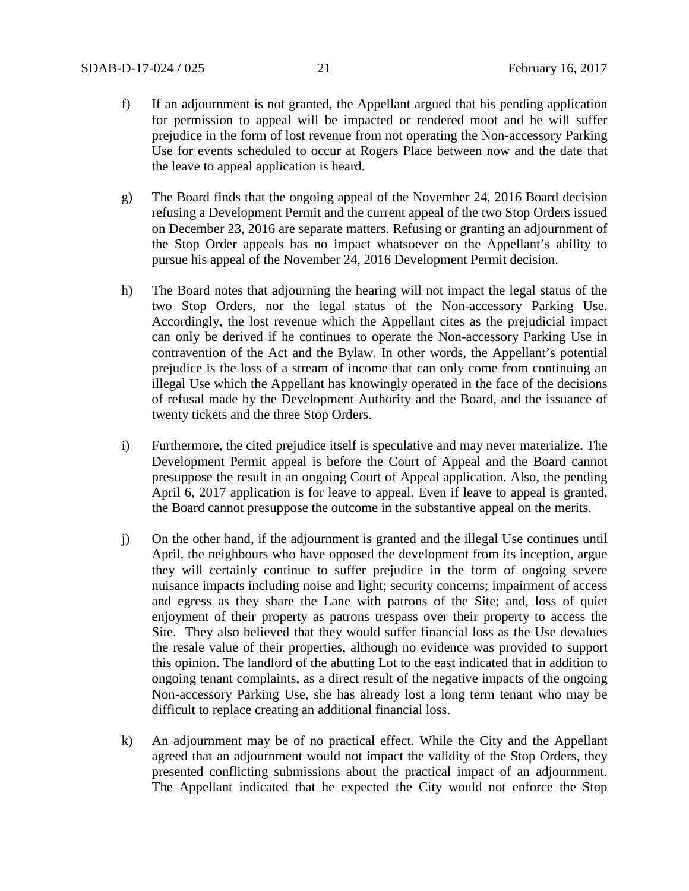f) If an adjournment is not granted, the Appellant argued that his pending application for permission to appeal will be impacted or rendered moot and he will suffer prejudice in the form of lost revenue from not operating the Non-accessory Parking Use for events scheduled to occur at Rogers Place between now and the date that the leave to appeal application is heard.

g) The Board finds that the ongoing appeal of the November 24, 2016 Board decision refusing a Development Permit and the current appeal of the two Stop Orders issued on December 23, 2016 are separate matters. Refusing or granting an adjournment of the Stop Order appeals has no impact whatsoever on the Appellant's ability to pursue his appeal of the November 24, 2016 Development Permit decision.

h) The Board notes that adjourning the hearing will not impact the legal status of the two Stop Orders, nor the legal status of the Non-accessory Parking Use. Accordingly, the lost revenue which the Appellant cites as the prejudicial impact can only be derived if he continues to operate the Non-accessory Parking Use in contravention of the Act and the Bylaw. In other words, the Appellant's potential prejudice is the loss of a stream of income that can only come from continuing an illegal Use which the Appellant has knowingly operated in the face of the decisions of refusal made by the Development Authority and the Board, and the issuance of twenty tickets and the three Stop Orders.

i) Furthermore, the cited prejudice itself is speculative and may never materialize. The Development Permit appeal is before the Court of Appeal and the Board cannot presuppose the result in an ongoing Court of Appeal application. Also, the pending April 6, 2017 application is for leave to appeal. Even if leave to appeal is granted, the Board cannot presuppose the outcome in the substantive appeal on the merits.

j) On the other hand, if the adjournment is granted and the illegal Use continues until April, the neighbours who have opposed the development from its inception, argue they will certainly continue to suffer prejudice in the form of ongoing severe nuisance impacts including noise and light; security concerns; impairment of access and egress as they share the Lane with patrons of the Site; and, loss of quiet enjoyment of their property as patrons trespass over their property to access the Site. They also believed that they would suffer financial loss as the Use devalues the resale value of their properties, although no evidence was provided to support this opinion. The landlord of the abutting Lot to the east indicated that in addition to ongoing tenant complaints, as a direct result of the negative impacts of the ongoing Non-accessory Parking Use, she has already lost a long term tenant who may be difficult to replace creating an additional financial loss.

k) An adjournment may be of no practical effect. While the City and the Appellant agreed that an adjournment would not impact the validity of the Stop Orders, they presented conflicting submissions about the practical impact of an adjournment. The Appellant indicated that he expected the City would not enforce the Stop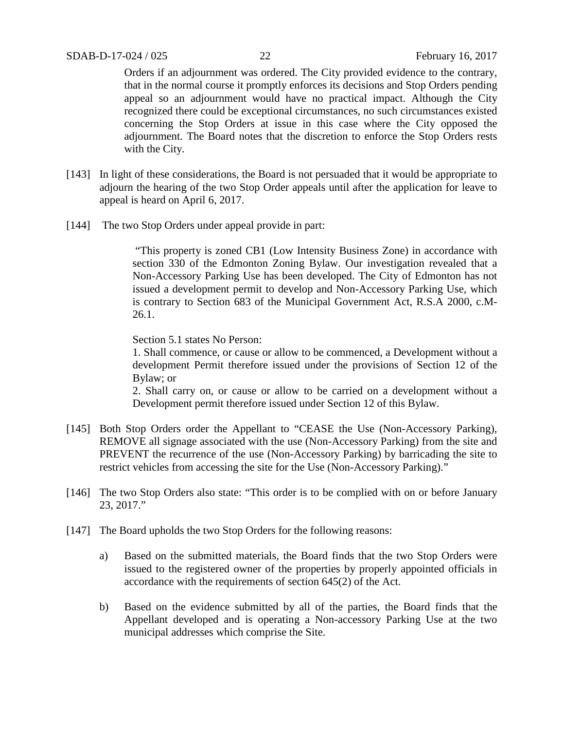Orders if an adjournment was ordered. The City provided evidence to the contrary, that in the normal course it promptly enforces its decisions and Stop Orders pending appeal so an adjournment would have no practical impact. Although the City recognized there could be exceptional circumstances, no such circumstances existed concerning the Stop Orders at issue in this case where the City opposed the adjournment. The Board notes that the discretion to enforce the Stop Orders rests with the City.

[143] In light of these considerations, the Board is not persuaded that it would be appropriate to adjourn the hearing of the two Stop Order appeals until after the application for leave to appeal is heard on April 6, 2017.

[144] The two Stop Orders under appeal provide in part:

> "This property is zoned CB1 (Low Intensity Business Zone) in accordance with section 330 of the Edmonton Zoning Bylaw. Our investigation revealed that a Non-Accessory Parking Use has been developed. The City of Edmonton has not issued a development permit to develop and Non-Accessory Parking Use, which is contrary to Section 683 of the Municipal Government Act, R.S.A 2000, c.M-26.1.
>
> Section 5.1 states No Person:
> 1. Shall commence, or cause or allow to be commenced, a Development without a development Permit therefore issued under the provisions of Section 12 of the Bylaw; or
> 2. Shall carry on, or cause or allow to be carried on a development without a Development permit therefore issued under Section 12 of this Bylaw.

[145] Both Stop Orders order the Appellant to "CEASE the Use (Non-Accessory Parking), REMOVE all signage associated with the use (Non-Accessory Parking) from the site and PREVENT the recurrence of the use (Non-Accessory Parking) by barricading the site to restrict vehicles from accessing the site for the Use (Non-Accessory Parking)."

[146] The two Stop Orders also state: "This order is to be complied with on or before January 23, 2017."

[147] The Board upholds the two Stop Orders for the following reasons:

a) Based on the submitted materials, the Board finds that the two Stop Orders were issued to the registered owner of the properties by properly appointed officials in accordance with the requirements of section 645(2) of the Act.

b) Based on the evidence submitted by all of the parties, the Board finds that the Appellant developed and is operating a Non-accessory Parking Use at the two municipal addresses which comprise the Site.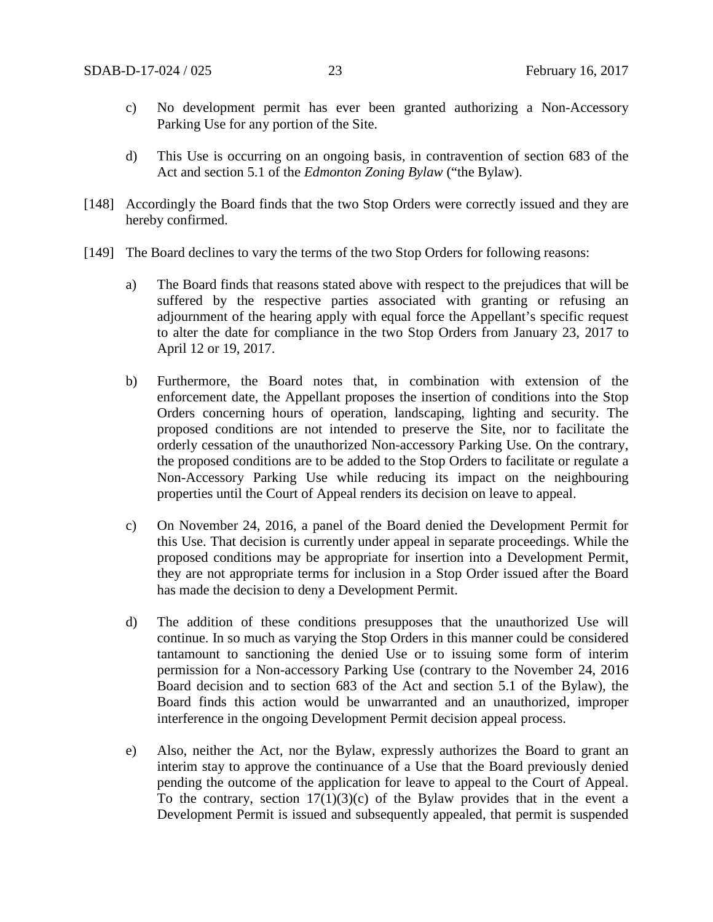c) No development permit has ever been granted authorizing a Non-Accessory Parking Use for any portion of the Site.

d) This Use is occurring on an ongoing basis, in contravention of section 683 of the Act and section 5.1 of the *Edmonton Zoning Bylaw* ("the Bylaw).

[148] Accordingly the Board finds that the two Stop Orders were correctly issued and they are hereby confirmed.

[149] The Board declines to vary the terms of the two Stop Orders for following reasons:

a) The Board finds that reasons stated above with respect to the prejudices that will be suffered by the respective parties associated with granting or refusing an adjournment of the hearing apply with equal force the Appellant's specific request to alter the date for compliance in the two Stop Orders from January 23, 2017 to April 12 or 19, 2017.

b) Furthermore, the Board notes that, in combination with extension of the enforcement date, the Appellant proposes the insertion of conditions into the Stop Orders concerning hours of operation, landscaping, lighting and security. The proposed conditions are not intended to preserve the Site, nor to facilitate the orderly cessation of the unauthorized Non-accessory Parking Use. On the contrary, the proposed conditions are to be added to the Stop Orders to facilitate or regulate a Non-Accessory Parking Use while reducing its impact on the neighbouring properties until the Court of Appeal renders its decision on leave to appeal.

c) On November 24, 2016, a panel of the Board denied the Development Permit for this Use. That decision is currently under appeal in separate proceedings. While the proposed conditions may be appropriate for insertion into a Development Permit, they are not appropriate terms for inclusion in a Stop Order issued after the Board has made the decision to deny a Development Permit.

d) The addition of these conditions presupposes that the unauthorized Use will continue. In so much as varying the Stop Orders in this manner could be considered tantamount to sanctioning the denied Use or to issuing some form of interim permission for a Non-accessory Parking Use (contrary to the November 24, 2016 Board decision and to section 683 of the Act and section 5.1 of the Bylaw), the Board finds this action would be unwarranted and an unauthorized, improper interference in the ongoing Development Permit decision appeal process.

e) Also, neither the Act, nor the Bylaw, expressly authorizes the Board to grant an interim stay to approve the continuance of a Use that the Board previously denied pending the outcome of the application for leave to appeal to the Court of Appeal. To the contrary, section 17(1)(3)(c) of the Bylaw provides that in the event a Development Permit is issued and subsequently appealed, that permit is suspended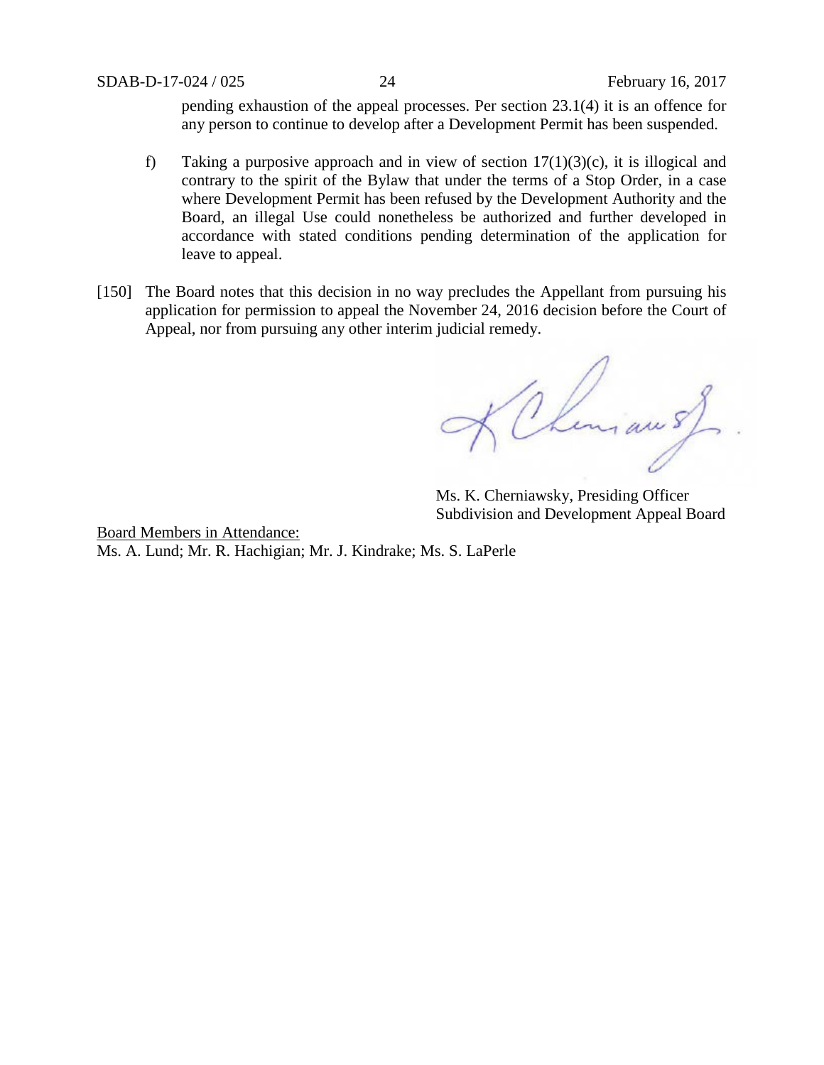pending exhaustion of the appeal processes. Per section 23.1(4) it is an offence for any person to continue to develop after a Development Permit has been suspended.

f) Taking a purposive approach and in view of section 17(1)(3)(c), it is illogical and contrary to the spirit of the Bylaw that under the terms of a Stop Order, in a case where Development Permit has been refused by the Development Authority and the Board, an illegal Use could nonetheless be authorized and further developed in accordance with stated conditions pending determination of the application for leave to appeal.

[150] The Board notes that this decision in no way precludes the Appellant from pursuing his application for permission to appeal the November 24, 2016 decision before the Court of Appeal, nor from pursuing any other interim judicial remedy.

Ms. K. Cherniawsky, Presiding Officer
Subdivision and Development Appeal Board

Board Members in Attendance:
Ms. A. Lund; Mr. R. Hachigian; Mr. J. Kindrake; Ms. S. LaPerle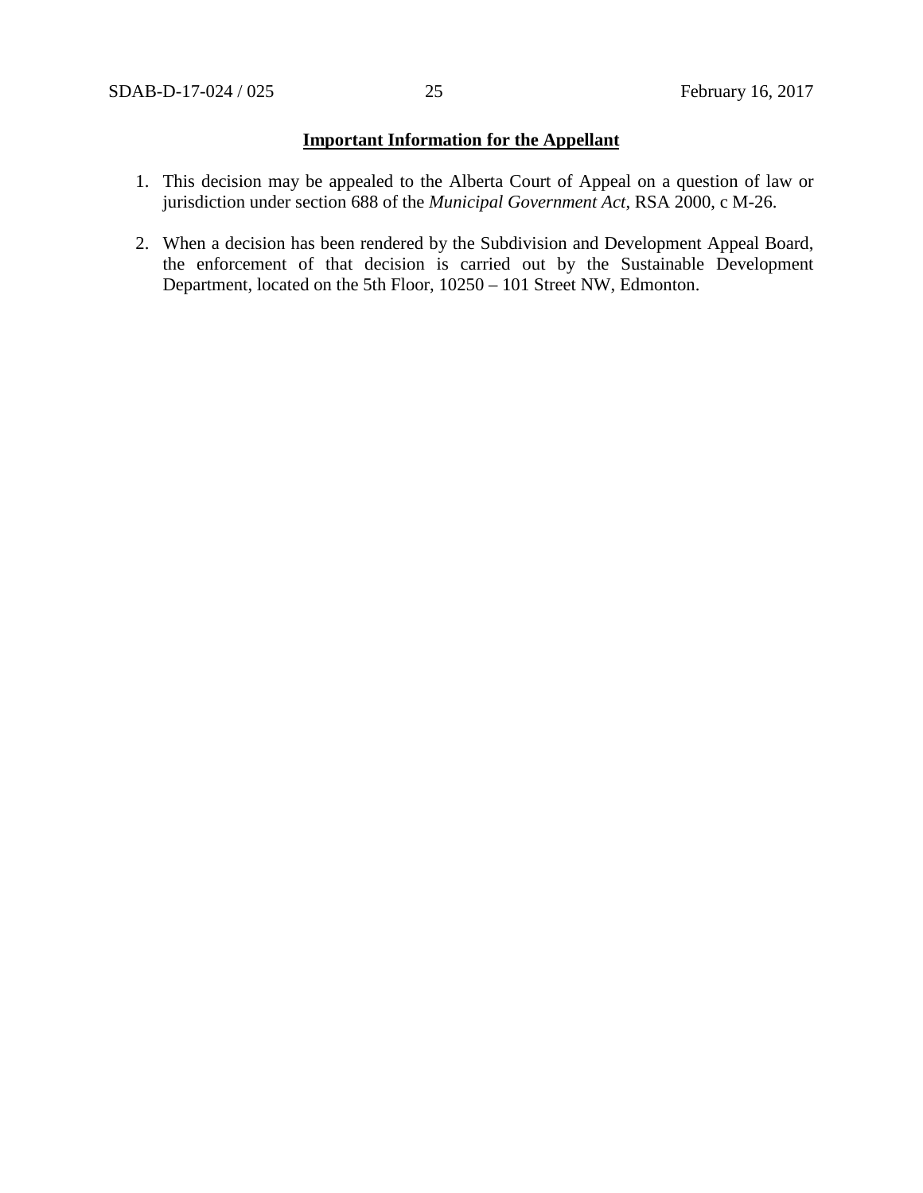**Important Information for the Appellant**

1. This decision may be appealed to the Alberta Court of Appeal on a question of law or jurisdiction under section 688 of the *Municipal Government Act*, RSA 2000, c M-26.

2. When a decision has been rendered by the Subdivision and Development Appeal Board, the enforcement of that decision is carried out by the Sustainable Development Department, located on the 5th Floor, 10250 – 101 Street NW, Edmonton.